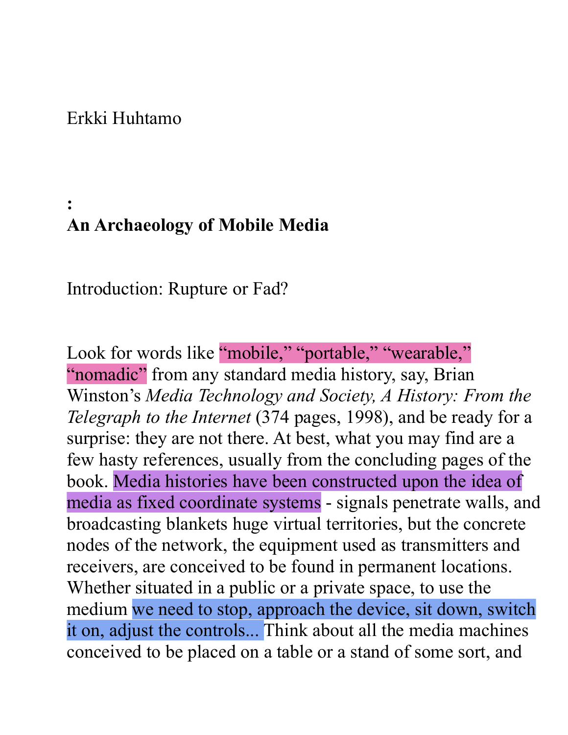Erkki Huhtamo

**:**
**An Archaeology of Mobile Media**

## Introduction: Rupture or Fad?

Look for words like "mobile," "portable," "wearable," "nomadic" from any standard media history, say, Brian Winston's *Media Technology and Society, A History: From the Telegraph to the Internet* (374 pages, 1998), and be ready for a surprise: they are not there. At best, what you may find are a few hasty references, usually from the concluding pages of the book. Media histories have been constructed upon the idea of media as fixed coordinate systems - signals penetrate walls, and broadcasting blankets huge virtual territories, but the concrete nodes of the network, the equipment used as transmitters and receivers, are conceived to be found in permanent locations. Whether situated in a public or a private space, to use the medium we need to stop, approach the device, sit down, switch it on, adjust the controls... Think about all the media machines conceived to be placed on a table or a stand of some sort, and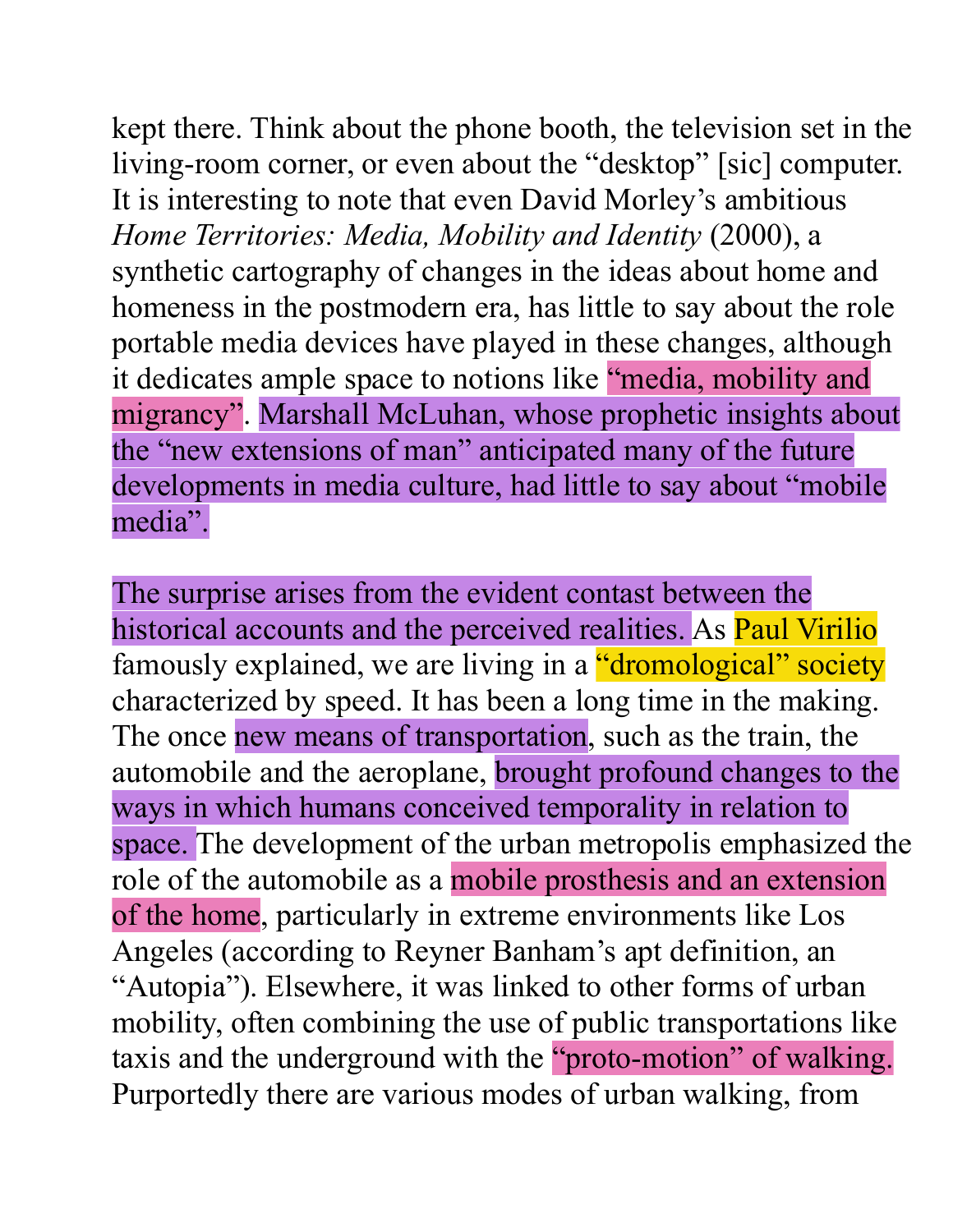kept there. Think about the phone booth, the television set in the living-room corner, or even about the "desktop" [sic] computer. It is interesting to note that even David Morley's ambitious *Home Territories: Media, Mobility and Identity* (2000), a synthetic cartography of changes in the ideas about home and homeness in the postmodern era, has little to say about the role portable media devices have played in these changes, although it dedicates ample space to notions like "media, mobility and migrancy". Marshall McLuhan, whose prophetic insights about the "new extensions of man" anticipated many of the future developments in media culture, had little to say about "mobile media".

The surprise arises from the evident contast between the historical accounts and the perceived realities. As Paul Virilio famously explained, we are living in a "dromological" society characterized by speed. It has been a long time in the making. The once new means of transportation, such as the train, the automobile and the aeroplane, brought profound changes to the ways in which humans conceived temporality in relation to space. The development of the urban metropolis emphasized the role of the automobile as a mobile prosthesis and an extension of the home, particularly in extreme environments like Los Angeles (according to Reyner Banham's apt definition, an "Autopia"). Elsewhere, it was linked to other forms of urban mobility, often combining the use of public transportations like taxis and the underground with the "proto-motion" of walking. Purportedly there are various modes of urban walking, from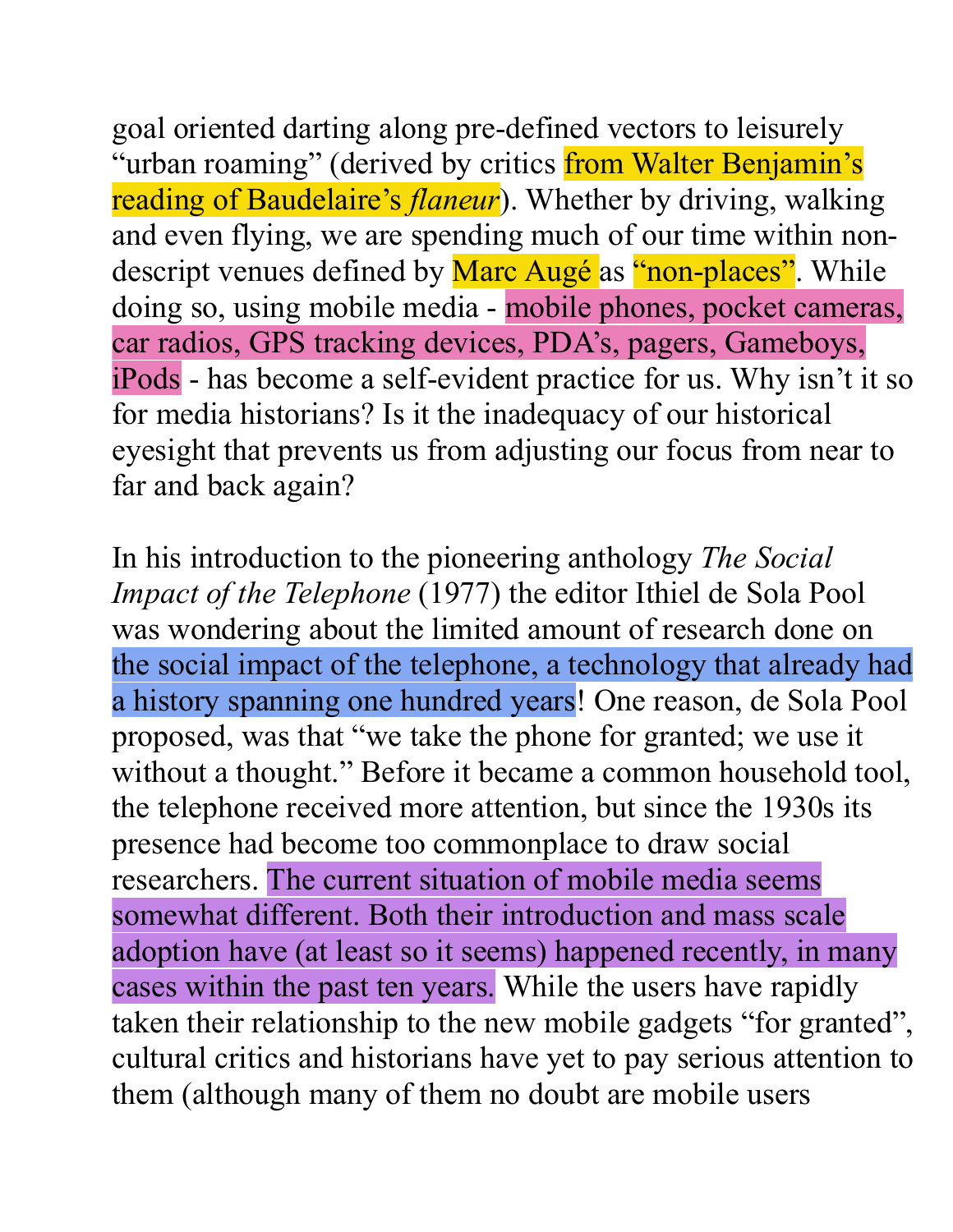goal oriented darting along pre-defined vectors to leisurely "urban roaming" (derived by critics from Walter Benjamin's reading of Baudelaire's *flaneur*). Whether by driving, walking and even flying, we are spending much of our time within non-descript venues defined by Marc Augé as "non-places". While doing so, using mobile media - mobile phones, pocket cameras, car radios, GPS tracking devices, PDA's, pagers, Gameboys, iPods - has become a self-evident practice for us. Why isn't it so for media historians? Is it the inadequacy of our historical eyesight that prevents us from adjusting our focus from near to far and back again?

In his introduction to the pioneering anthology *The Social Impact of the Telephone* (1977) the editor Ithiel de Sola Pool was wondering about the limited amount of research done on the social impact of the telephone, a technology that already had a history spanning one hundred years! One reason, de Sola Pool proposed, was that "we take the phone for granted; we use it without a thought." Before it became a common household tool, the telephone received more attention, but since the 1930s its presence had become too commonplace to draw social researchers. The current situation of mobile media seems somewhat different. Both their introduction and mass scale adoption have (at least so it seems) happened recently, in many cases within the past ten years. While the users have rapidly taken their relationship to the new mobile gadgets "for granted", cultural critics and historians have yet to pay serious attention to them (although many of them no doubt are mobile users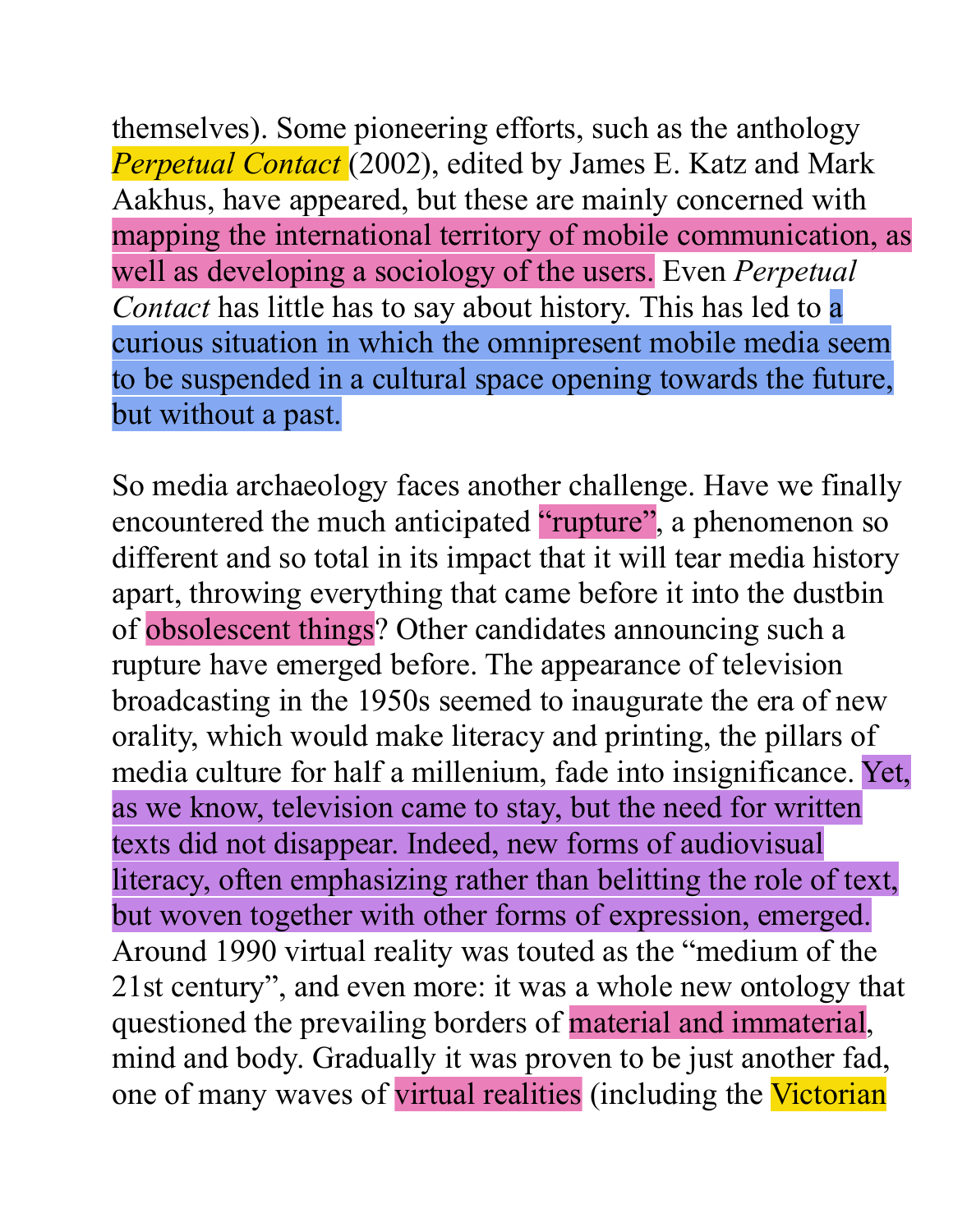themselves). Some pioneering efforts, such as the anthology *Perpetual Contact* (2002), edited by James E. Katz and Mark Aakhus, have appeared, but these are mainly concerned with mapping the international territory of mobile communication, as well as developing a sociology of the users. Even *Perpetual Contact* has little has to say about history. This has led to a curious situation in which the omnipresent mobile media seem to be suspended in a cultural space opening towards the future, but without a past.

So media archaeology faces another challenge. Have we finally encountered the much anticipated "rupture", a phenomenon so different and so total in its impact that it will tear media history apart, throwing everything that came before it into the dustbin of obsolescent things? Other candidates announcing such a rupture have emerged before. The appearance of television broadcasting in the 1950s seemed to inaugurate the era of new orality, which would make literacy and printing, the pillars of media culture for half a millenium, fade into insignificance. Yet, as we know, television came to stay, but the need for written texts did not disappear. Indeed, new forms of audiovisual literacy, often emphasizing rather than belitting the role of text, but woven together with other forms of expression, emerged. Around 1990 virtual reality was touted as the "medium of the 21st century", and even more: it was a whole new ontology that questioned the prevailing borders of material and immaterial, mind and body. Gradually it was proven to be just another fad, one of many waves of virtual realities (including the Victorian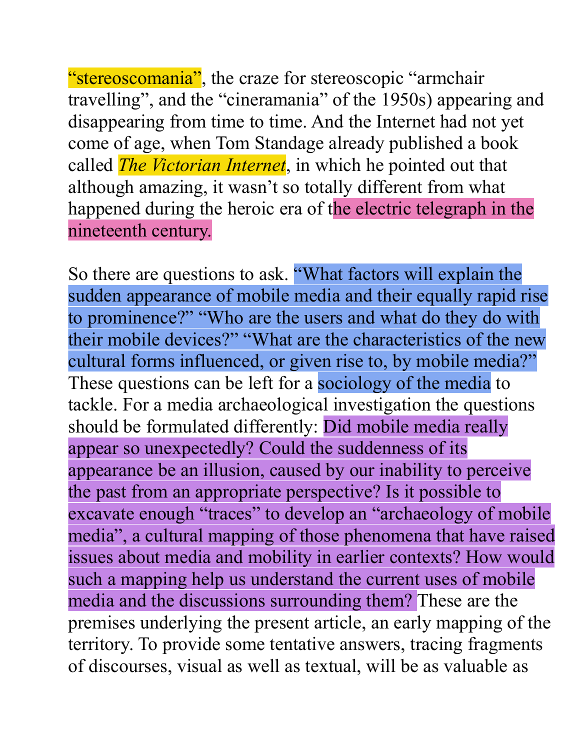“stereoscomania”, the craze for stereoscopic “armchair travelling”, and the “cineramania” of the 1950s) appearing and disappearing from time to time. And the Internet had not yet come of age, when Tom Standage already published a book called *The Victorian Internet*, in which he pointed out that although amazing, it wasn’t so totally different from what happened during the heroic era of the electric telegraph in the nineteenth century.

So there are questions to ask. “What factors will explain the sudden appearance of mobile media and their equally rapid rise to prominence?” “Who are the users and what do they do with their mobile devices?” “What are the characteristics of the new cultural forms influenced, or given rise to, by mobile media?” These questions can be left for a sociology of the media to tackle. For a media archaeological investigation the questions should be formulated differently: Did mobile media really appear so unexpectedly? Could the suddenness of its appearance be an illusion, caused by our inability to perceive the past from an appropriate perspective? Is it possible to excavate enough “traces” to develop an “archaeology of mobile media”, a cultural mapping of those phenomena that have raised issues about media and mobility in earlier contexts? How would such a mapping help us understand the current uses of mobile media and the discussions surrounding them? These are the premises underlying the present article, an early mapping of the territory. To provide some tentative answers, tracing fragments of discourses, visual as well as textual, will be as valuable as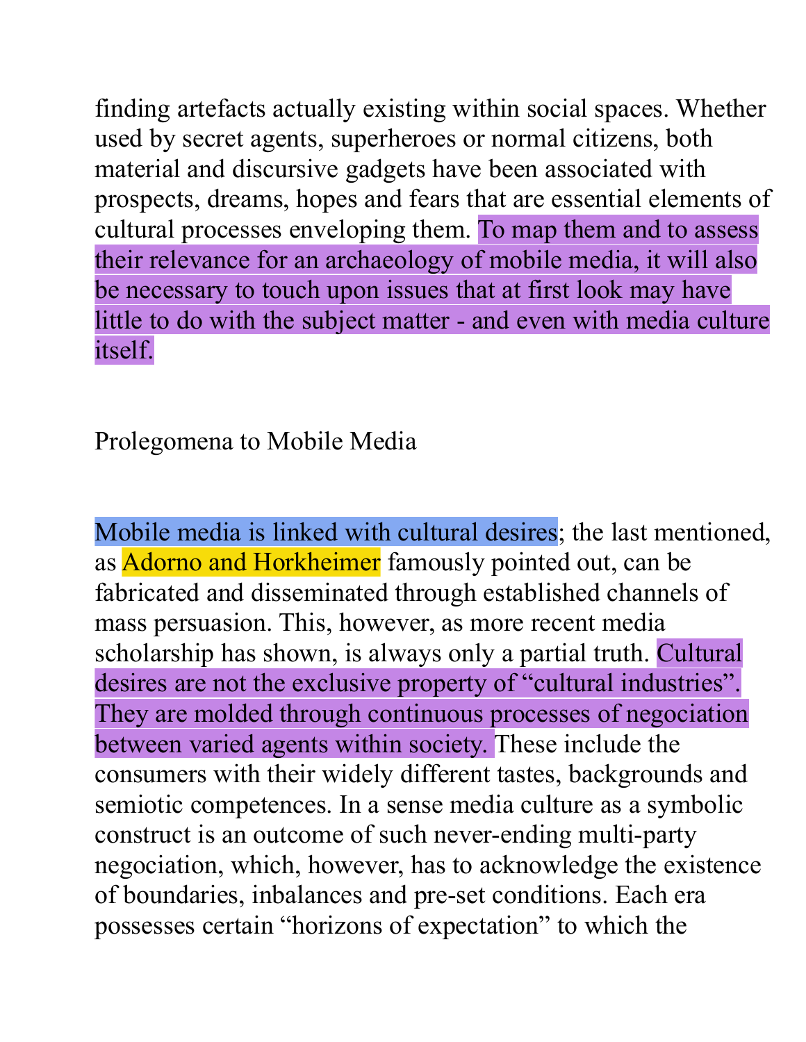finding artefacts actually existing within social spaces. Whether used by secret agents, superheroes or normal citizens, both material and discursive gadgets have been associated with prospects, dreams, hopes and fears that are essential elements of cultural processes enveloping them. To map them and to assess their relevance for an archaeology of mobile media, it will also be necessary to touch upon issues that at first look may have little to do with the subject matter - and even with media culture itself.

## Prolegomena to Mobile Media

Mobile media is linked with cultural desires; the last mentioned, as Adorno and Horkheimer famously pointed out, can be fabricated and disseminated through established channels of mass persuasion. This, however, as more recent media scholarship has shown, is always only a partial truth. Cultural desires are not the exclusive property of "cultural industries". They are molded through continuous processes of negociation between varied agents within society. These include the consumers with their widely different tastes, backgrounds and semiotic competences. In a sense media culture as a symbolic construct is an outcome of such never-ending multi-party negociation, which, however, has to acknowledge the existence of boundaries, inbalances and pre-set conditions. Each era possesses certain "horizons of expectation" to which the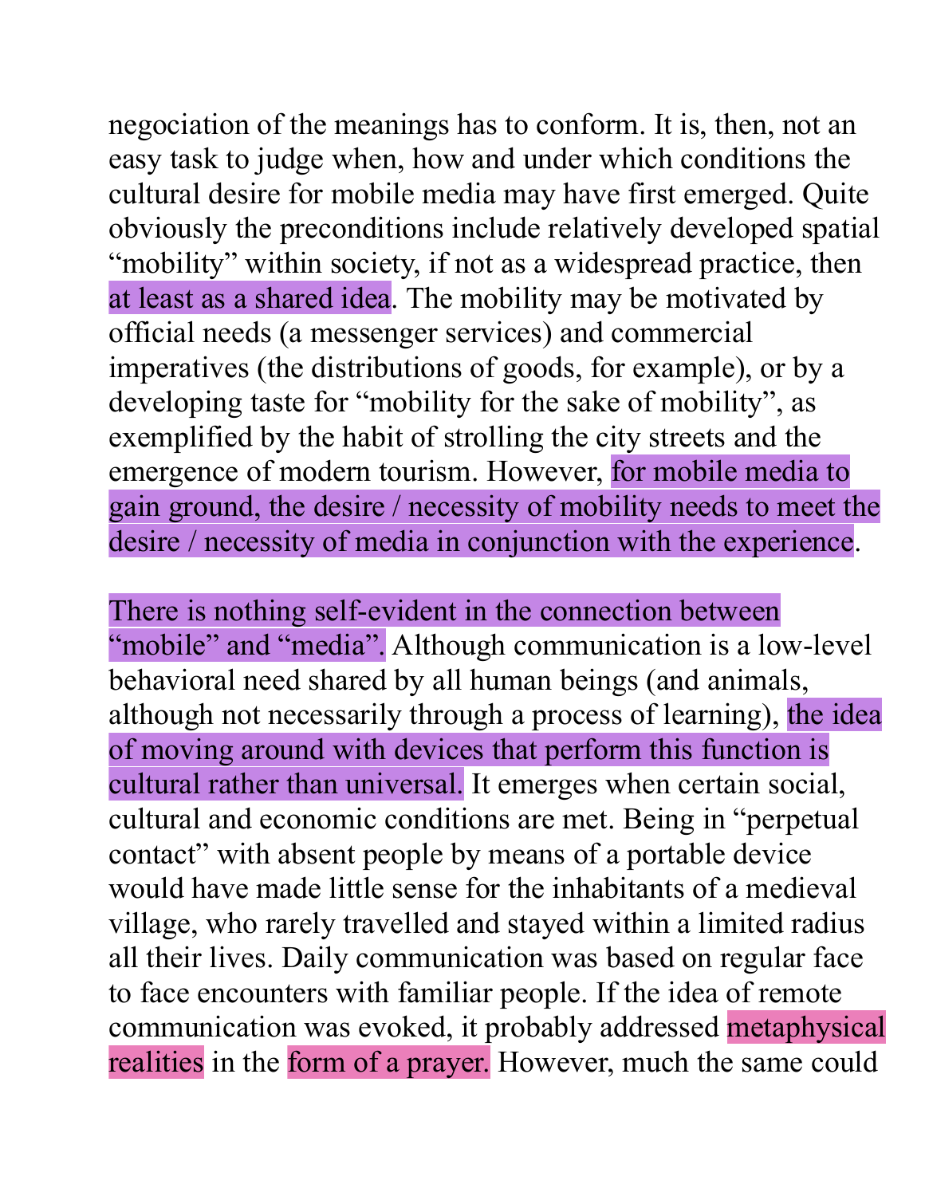negociation of the meanings has to conform. It is, then, not an easy task to judge when, how and under which conditions the cultural desire for mobile media may have first emerged. Quite obviously the preconditions include relatively developed spatial "mobility" within society, if not as a widespread practice, then at least as a shared idea. The mobility may be motivated by official needs (a messenger services) and commercial imperatives (the distributions of goods, for example), or by a developing taste for "mobility for the sake of mobility", as exemplified by the habit of strolling the city streets and the emergence of modern tourism. However, for mobile media to gain ground, the desire / necessity of mobility needs to meet the desire / necessity of media in conjunction with the experience.

There is nothing self-evident in the connection between "mobile" and "media". Although communication is a low-level behavioral need shared by all human beings (and animals, although not necessarily through a process of learning), the idea of moving around with devices that perform this function is cultural rather than universal. It emerges when certain social, cultural and economic conditions are met. Being in "perpetual contact" with absent people by means of a portable device would have made little sense for the inhabitants of a medieval village, who rarely travelled and stayed within a limited radius all their lives. Daily communication was based on regular face to face encounters with familiar people. If the idea of remote communication was evoked, it probably addressed metaphysical realities in the form of a prayer. However, much the same could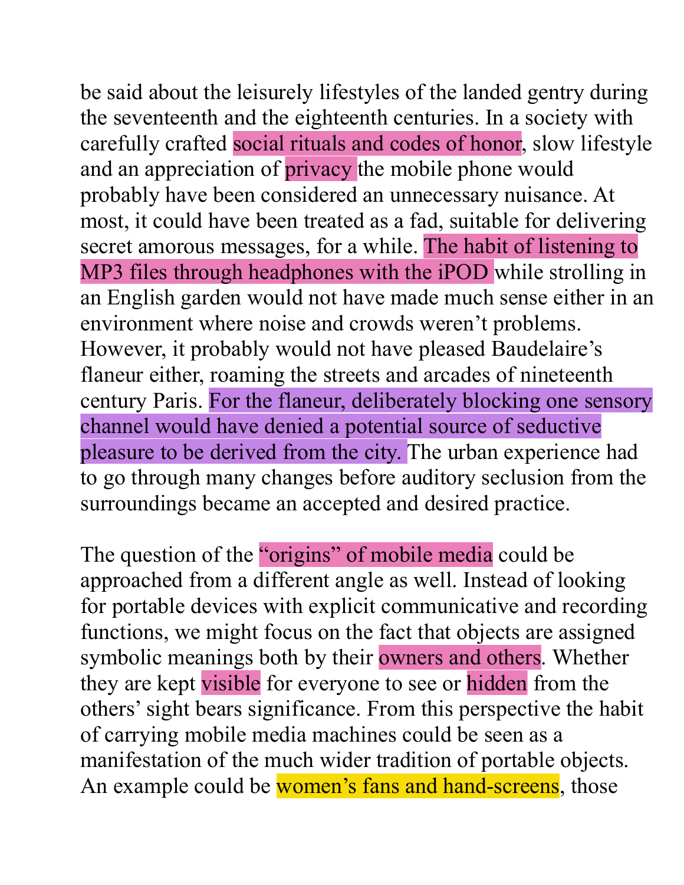be said about the leisurely lifestyles of the landed gentry during the seventeenth and the eighteenth centuries. In a society with carefully crafted social rituals and codes of honor, slow lifestyle and an appreciation of privacy the mobile phone would probably have been considered an unnecessary nuisance. At most, it could have been treated as a fad, suitable for delivering secret amorous messages, for a while. The habit of listening to MP3 files through headphones with the iPOD while strolling in an English garden would not have made much sense either in an environment where noise and crowds weren't problems. However, it probably would not have pleased Baudelaire's flaneur either, roaming the streets and arcades of nineteenth century Paris. For the flaneur, deliberately blocking one sensory channel would have denied a potential source of seductive pleasure to be derived from the city. The urban experience had to go through many changes before auditory seclusion from the surroundings became an accepted and desired practice.

The question of the "origins" of mobile media could be approached from a different angle as well. Instead of looking for portable devices with explicit communicative and recording functions, we might focus on the fact that objects are assigned symbolic meanings both by their owners and others. Whether they are kept visible for everyone to see or hidden from the others' sight bears significance. From this perspective the habit of carrying mobile media machines could be seen as a manifestation of the much wider tradition of portable objects. An example could be women's fans and hand-screens, those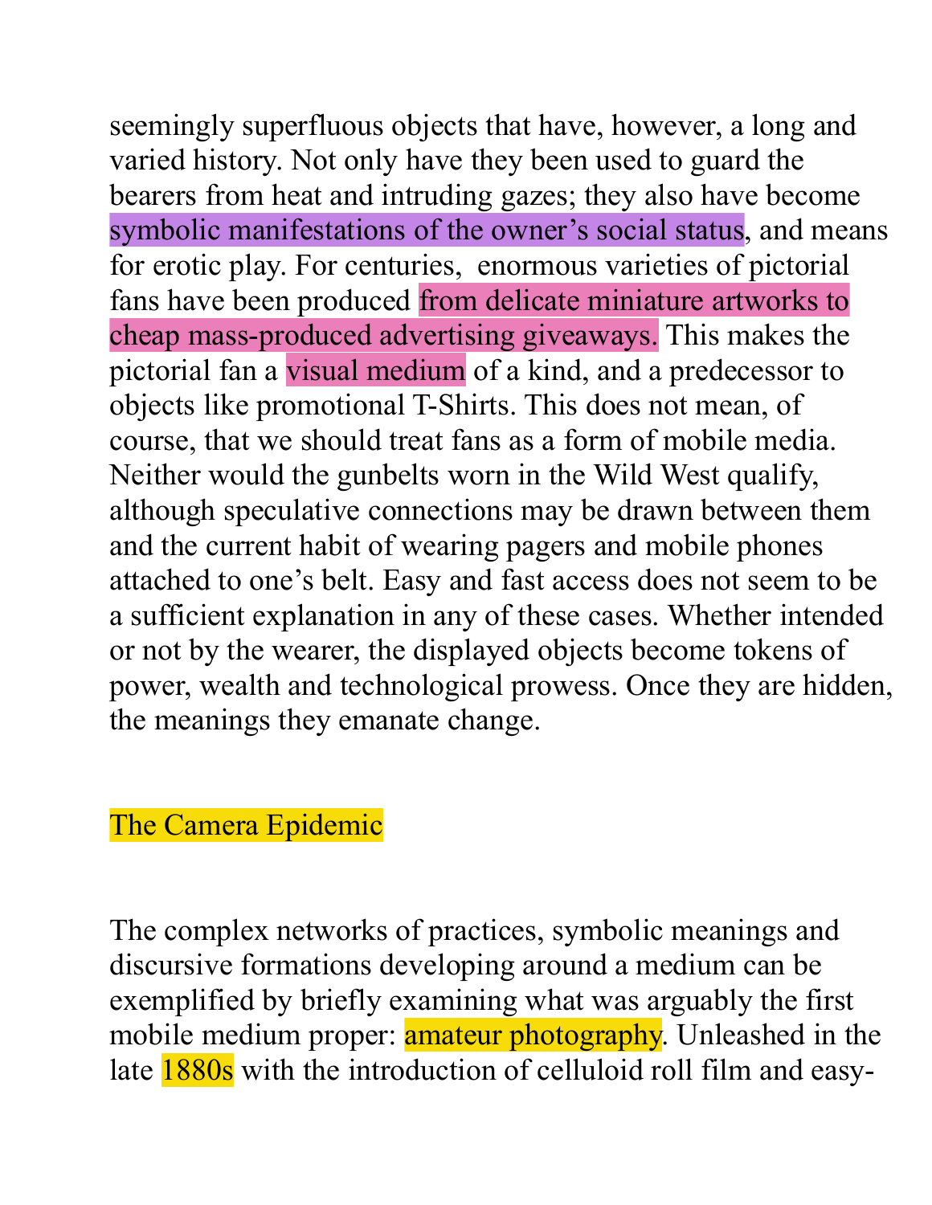seemingly superfluous objects that have, however, a long and varied history. Not only have they been used to guard the bearers from heat and intruding gazes; they also have become symbolic manifestations of the owner's social status, and means for erotic play. For centuries, enormous varieties of pictorial fans have been produced from delicate miniature artworks to cheap mass-produced advertising giveaways. This makes the pictorial fan a visual medium of a kind, and a predecessor to objects like promotional T-Shirts. This does not mean, of course, that we should treat fans as a form of mobile media. Neither would the gunbelts worn in the Wild West qualify, although speculative connections may be drawn between them and the current habit of wearing pagers and mobile phones attached to one's belt. Easy and fast access does not seem to be a sufficient explanation in any of these cases. Whether intended or not by the wearer, the displayed objects become tokens of power, wealth and technological prowess. Once they are hidden, the meanings they emanate change.

## The Camera Epidemic

The complex networks of practices, symbolic meanings and discursive formations developing around a medium can be exemplified by briefly examining what was arguably the first mobile medium proper: amateur photography. Unleashed in the late 1880s with the introduction of celluloid roll film and easy-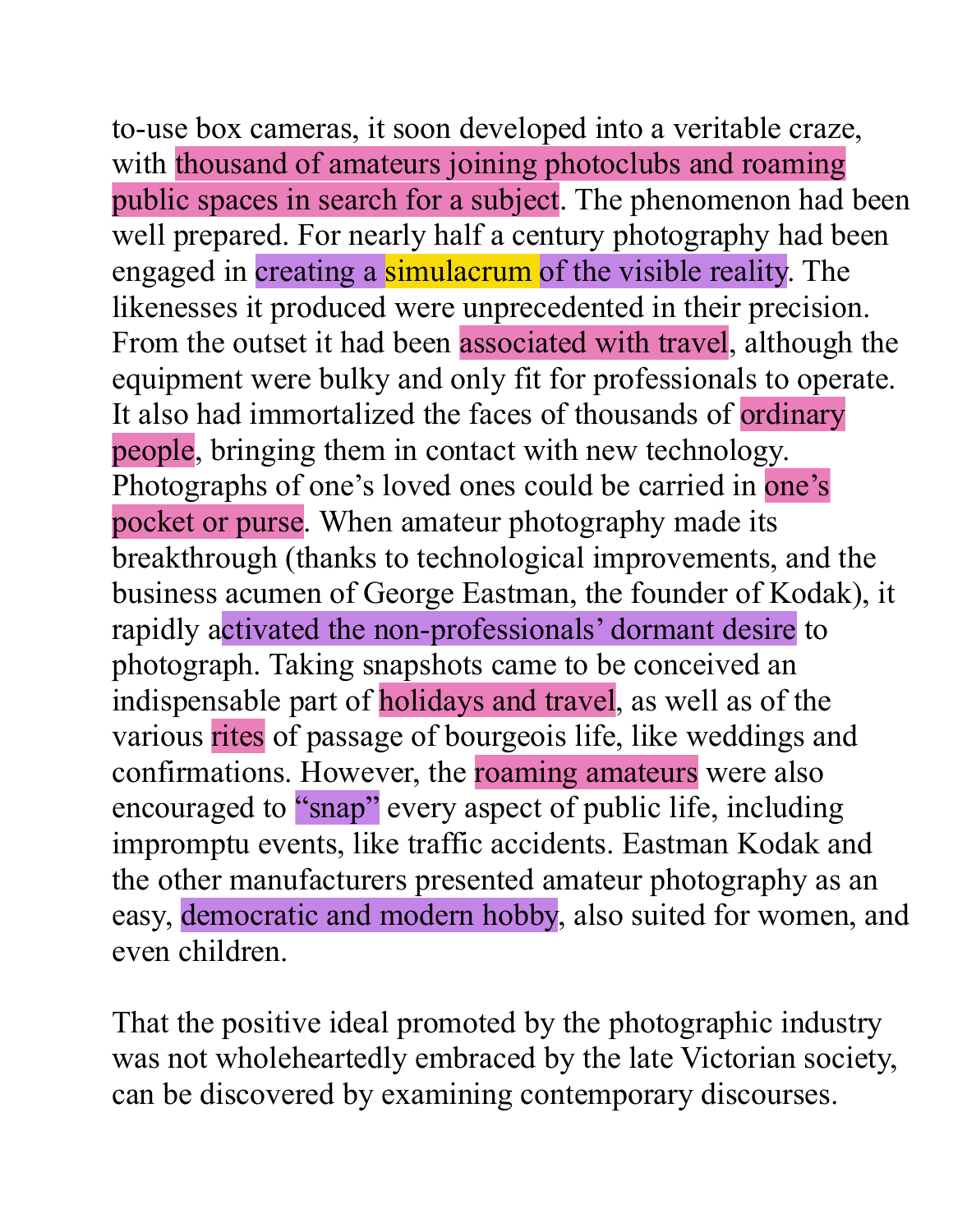to-use box cameras, it soon developed into a veritable craze, with thousand of amateurs joining photoclubs and roaming public spaces in search for a subject. The phenomenon had been well prepared. For nearly half a century photography had been engaged in creating a simulacrum of the visible reality. The likenesses it produced were unprecedented in their precision. From the outset it had been associated with travel, although the equipment were bulky and only fit for professionals to operate. It also had immortalized the faces of thousands of ordinary people, bringing them in contact with new technology. Photographs of one's loved ones could be carried in one's pocket or purse. When amateur photography made its breakthrough (thanks to technological improvements, and the business acumen of George Eastman, the founder of Kodak), it rapidly activated the non-professionals' dormant desire to photograph. Taking snapshots came to be conceived an indispensable part of holidays and travel, as well as of the various rites of passage of bourgeois life, like weddings and confirmations. However, the roaming amateurs were also encouraged to "snap" every aspect of public life, including impromptu events, like traffic accidents. Eastman Kodak and the other manufacturers presented amateur photography as an easy, democratic and modern hobby, also suited for women, and even children.

That the positive ideal promoted by the photographic industry was not wholeheartedly embraced by the late Victorian society, can be discovered by examining contemporary discourses.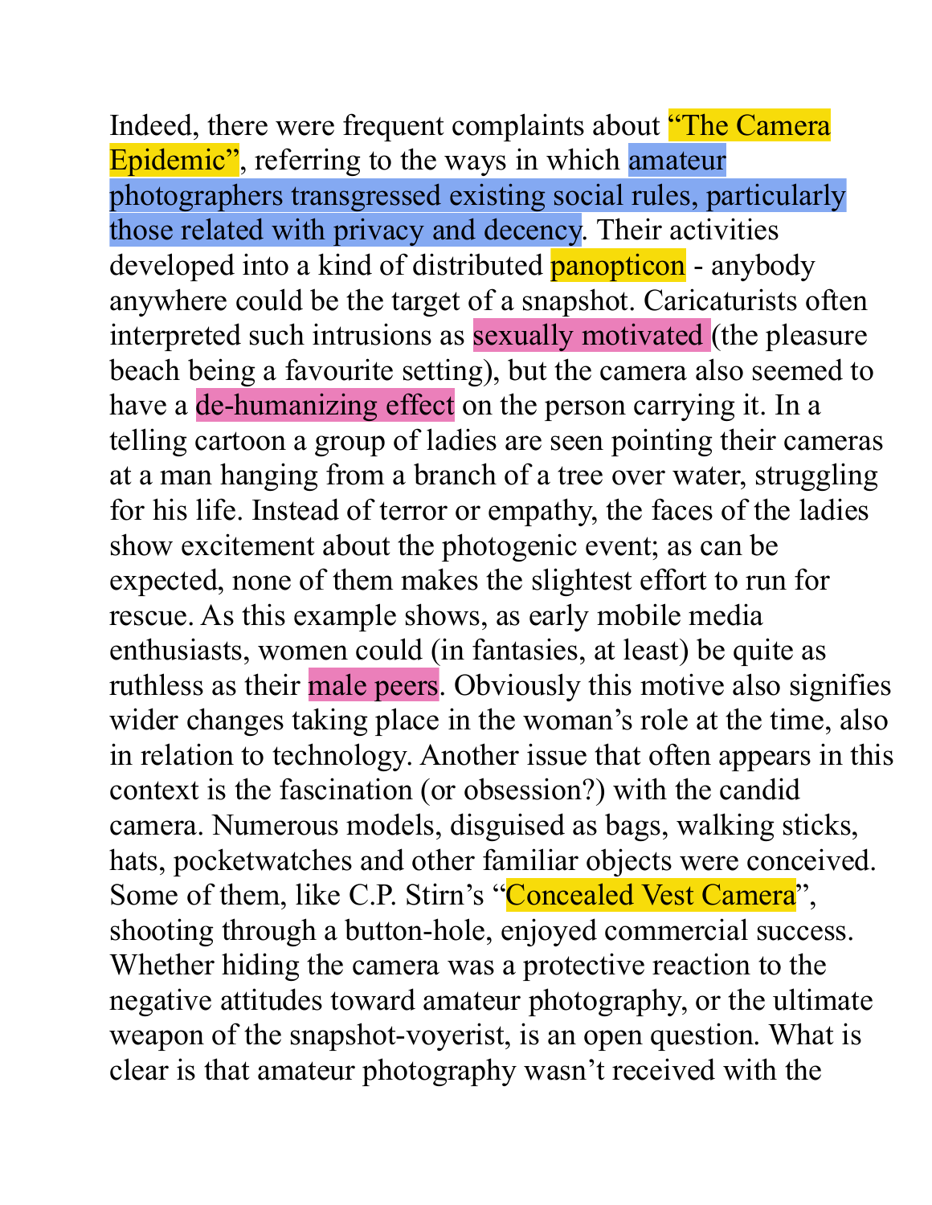Indeed, there were frequent complaints about "The Camera Epidemic", referring to the ways in which amateur photographers transgressed existing social rules, particularly those related with privacy and decency. Their activities developed into a kind of distributed panopticon - anybody anywhere could be the target of a snapshot. Caricaturists often interpreted such intrusions as sexually motivated (the pleasure beach being a favourite setting), but the camera also seemed to have a de-humanizing effect on the person carrying it. In a telling cartoon a group of ladies are seen pointing their cameras at a man hanging from a branch of a tree over water, struggling for his life. Instead of terror or empathy, the faces of the ladies show excitement about the photogenic event; as can be expected, none of them makes the slightest effort to run for rescue. As this example shows, as early mobile media enthusiasts, women could (in fantasies, at least) be quite as ruthless as their male peers. Obviously this motive also signifies wider changes taking place in the woman's role at the time, also in relation to technology. Another issue that often appears in this context is the fascination (or obsession?) with the candid camera. Numerous models, disguised as bags, walking sticks, hats, pocketwatches and other familiar objects were conceived. Some of them, like C.P. Stirn's "Concealed Vest Camera", shooting through a button-hole, enjoyed commercial success. Whether hiding the camera was a protective reaction to the negative attitudes toward amateur photography, or the ultimate weapon of the snapshot-voyerist, is an open question. What is clear is that amateur photography wasn't received with the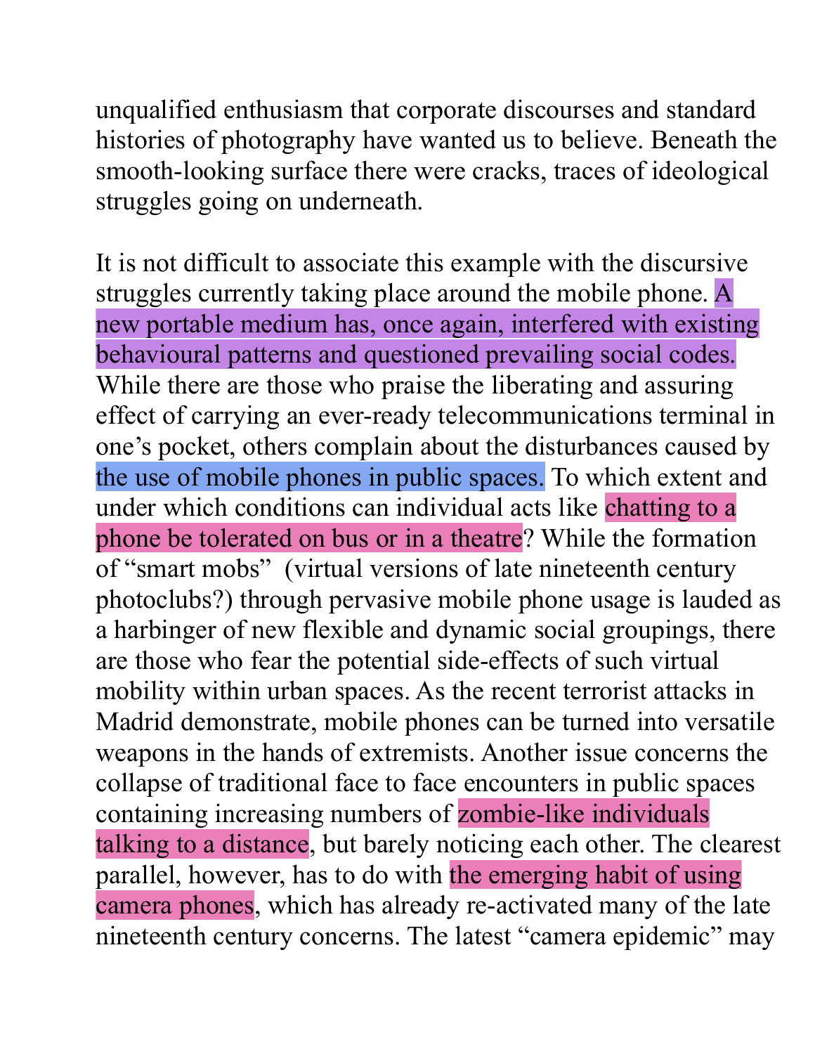unqualified enthusiasm that corporate discourses and standard histories of photography have wanted us to believe. Beneath the smooth-looking surface there were cracks, traces of ideological struggles going on underneath.

It is not difficult to associate this example with the discursive struggles currently taking place around the mobile phone. A new portable medium has, once again, interfered with existing behavioural patterns and questioned prevailing social codes. While there are those who praise the liberating and assuring effect of carrying an ever-ready telecommunications terminal in one's pocket, others complain about the disturbances caused by the use of mobile phones in public spaces. To which extent and under which conditions can individual acts like chatting to a phone be tolerated on bus or in a theatre? While the formation of "smart mobs" (virtual versions of late nineteenth century photoclubs?) through pervasive mobile phone usage is lauded as a harbinger of new flexible and dynamic social groupings, there are those who fear the potential side-effects of such virtual mobility within urban spaces. As the recent terrorist attacks in Madrid demonstrate, mobile phones can be turned into versatile weapons in the hands of extremists. Another issue concerns the collapse of traditional face to face encounters in public spaces containing increasing numbers of zombie-like individuals talking to a distance, but barely noticing each other. The clearest parallel, however, has to do with the emerging habit of using camera phones, which has already re-activated many of the late nineteenth century concerns. The latest "camera epidemic" may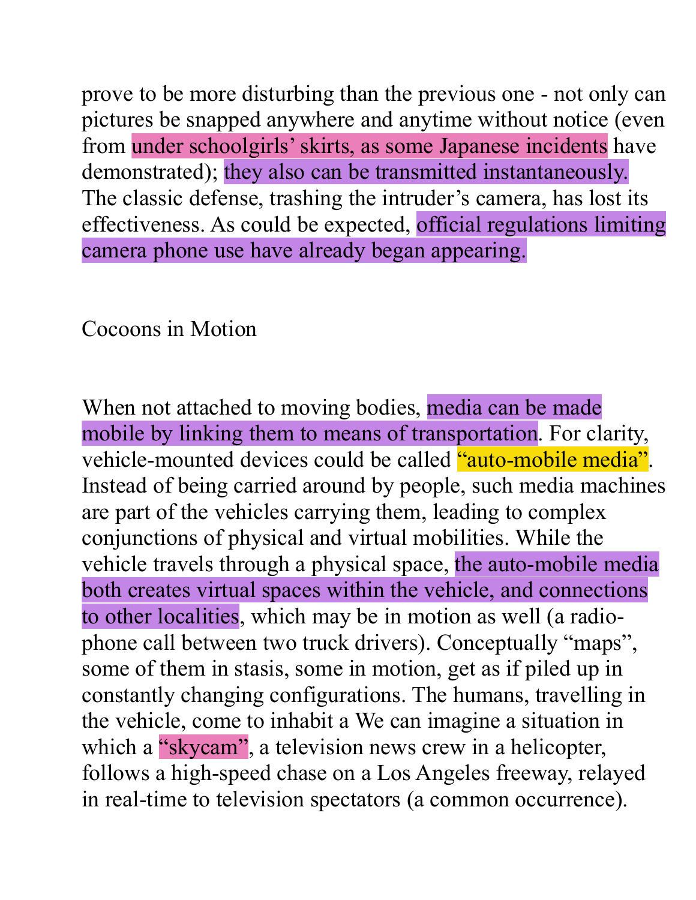prove to be more disturbing than the previous one - not only can pictures be snapped anywhere and anytime without notice (even from under schoolgirls' skirts, as some Japanese incidents have demonstrated); they also can be transmitted instantaneously. The classic defense, trashing the intruder's camera, has lost its effectiveness. As could be expected, official regulations limiting camera phone use have already began appearing.

## Cocoons in Motion

When not attached to moving bodies, media can be made mobile by linking them to means of transportation. For clarity, vehicle-mounted devices could be called "auto-mobile media". Instead of being carried around by people, such media machines are part of the vehicles carrying them, leading to complex conjunctions of physical and virtual mobilities. While the vehicle travels through a physical space, the auto-mobile media both creates virtual spaces within the vehicle, and connections to other localities, which may be in motion as well (a radio-phone call between two truck drivers). Conceptually "maps", some of them in stasis, some in motion, get as if piled up in constantly changing configurations. The humans, travelling in the vehicle, come to inhabit a We can imagine a situation in which a "skycam", a television news crew in a helicopter, follows a high-speed chase on a Los Angeles freeway, relayed in real-time to television spectators (a common occurrence).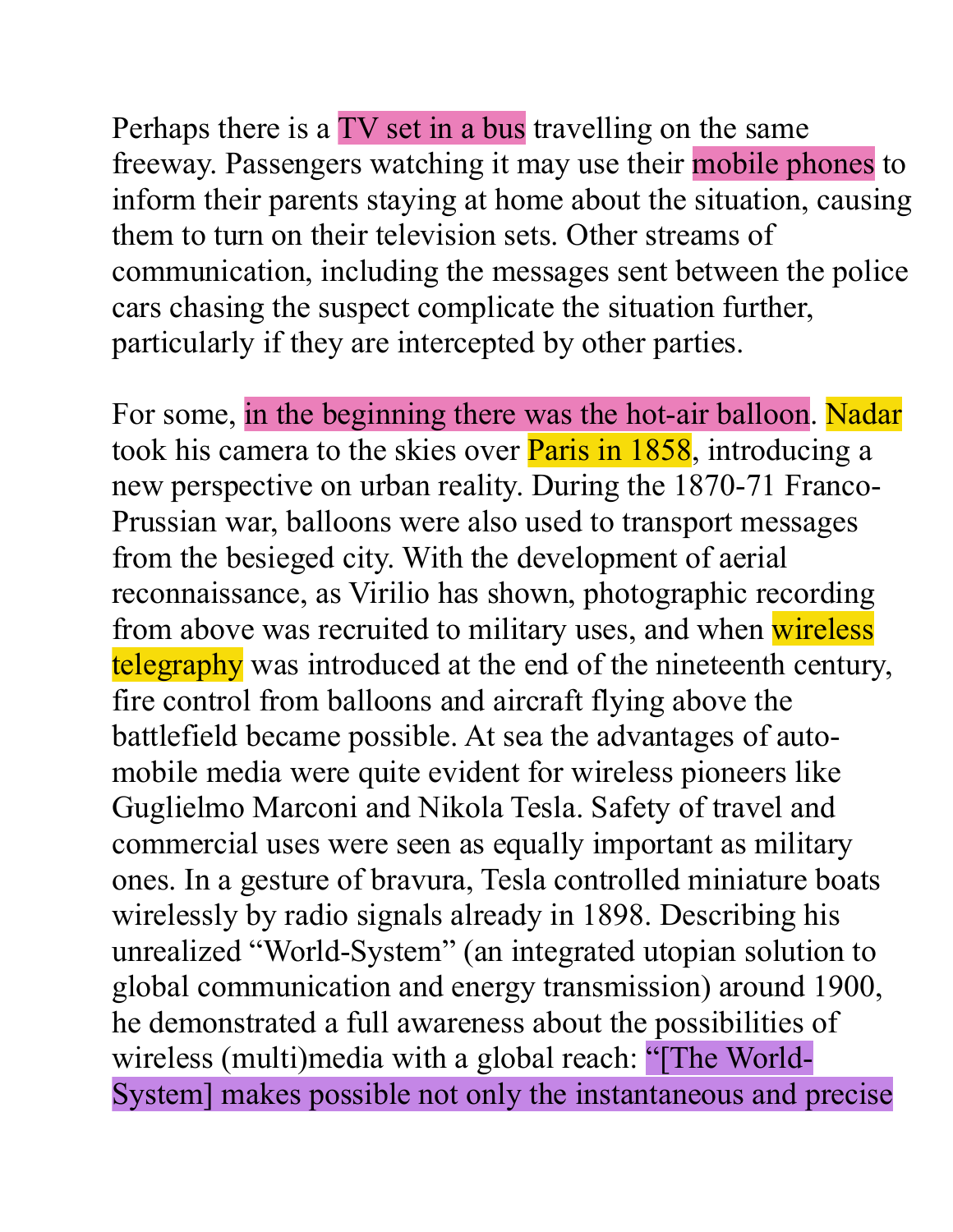Perhaps there is a TV set in a bus travelling on the same freeway. Passengers watching it may use their mobile phones to inform their parents staying at home about the situation, causing them to turn on their television sets. Other streams of communication, including the messages sent between the police cars chasing the suspect complicate the situation further, particularly if they are intercepted by other parties.

For some, in the beginning there was the hot-air balloon. Nadar took his camera to the skies over Paris in 1858, introducing a new perspective on urban reality. During the 1870-71 Franco-Prussian war, balloons were also used to transport messages from the besieged city. With the development of aerial reconnaissance, as Virilio has shown, photographic recording from above was recruited to military uses, and when wireless telegraphy was introduced at the end of the nineteenth century, fire control from balloons and aircraft flying above the battlefield became possible. At sea the advantages of auto-mobile media were quite evident for wireless pioneers like Guglielmo Marconi and Nikola Tesla. Safety of travel and commercial uses were seen as equally important as military ones. In a gesture of bravura, Tesla controlled miniature boats wirelessly by radio signals already in 1898. Describing his unrealized "World-System" (an integrated utopian solution to global communication and energy transmission) around 1900, he demonstrated a full awareness about the possibilities of wireless (multi)media with a global reach: "[The World-System] makes possible not only the instantaneous and precise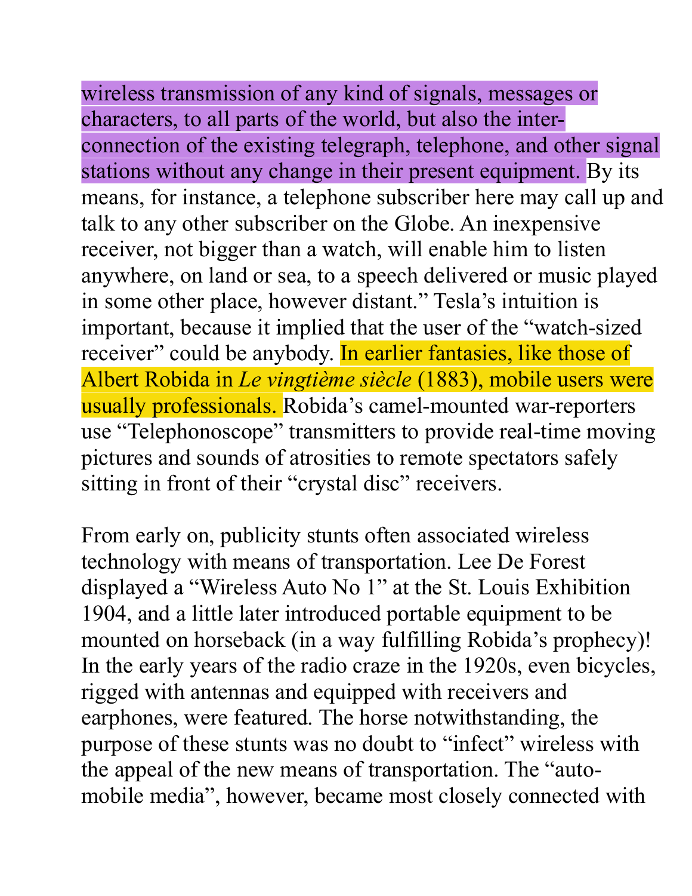wireless transmission of any kind of signals, messages or characters, to all parts of the world, but also the inter-connection of the existing telegraph, telephone, and other signal stations without any change in their present equipment. By its means, for instance, a telephone subscriber here may call up and talk to any other subscriber on the Globe. An inexpensive receiver, not bigger than a watch, will enable him to listen anywhere, on land or sea, to a speech delivered or music played in some other place, however distant." Tesla's intuition is important, because it implied that the user of the "watch-sized receiver" could be anybody. In earlier fantasies, like those of Albert Robida in *Le vingtième siècle* (1883), mobile users were usually professionals. Robida's camel-mounted war-reporters use "Telephonoscope" transmitters to provide real-time moving pictures and sounds of atrosities to remote spectators safely sitting in front of their "crystal disc" receivers.

From early on, publicity stunts often associated wireless technology with means of transportation. Lee De Forest displayed a "Wireless Auto No 1" at the St. Louis Exhibition 1904, and a little later introduced portable equipment to be mounted on horseback (in a way fulfilling Robida's prophecy)! In the early years of the radio craze in the 1920s, even bicycles, rigged with antennas and equipped with receivers and earphones, were featured. The horse notwithstanding, the purpose of these stunts was no doubt to "infect" wireless with the appeal of the new means of transportation. The "auto-mobile media", however, became most closely connected with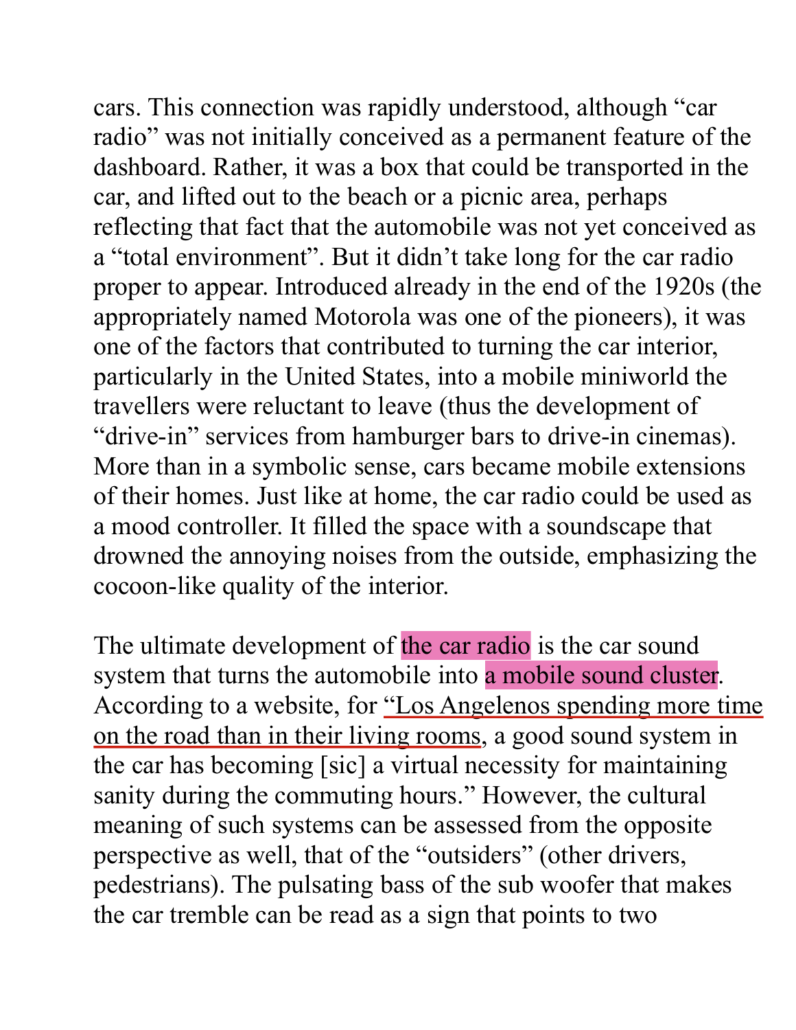cars. This connection was rapidly understood, although "car radio" was not initially conceived as a permanent feature of the dashboard. Rather, it was a box that could be transported in the car, and lifted out to the beach or a picnic area, perhaps reflecting that fact that the automobile was not yet conceived as a "total environment". But it didn't take long for the car radio proper to appear. Introduced already in the end of the 1920s (the appropriately named Motorola was one of the pioneers), it was one of the factors that contributed to turning the car interior, particularly in the United States, into a mobile miniworld the travellers were reluctant to leave (thus the development of "drive-in" services from hamburger bars to drive-in cinemas). More than in a symbolic sense, cars became mobile extensions of their homes. Just like at home, the car radio could be used as a mood controller. It filled the space with a soundscape that drowned the annoying noises from the outside, emphasizing the cocoon-like quality of the interior.

The ultimate development of the car radio is the car sound system that turns the automobile into a mobile sound cluster. According to a website, for "Los Angelenos spending more time on the road than in their living rooms, a good sound system in the car has becoming [sic] a virtual necessity for maintaining sanity during the commuting hours." However, the cultural meaning of such systems can be assessed from the opposite perspective as well, that of the "outsiders" (other drivers, pedestrians). The pulsating bass of the sub woofer that makes the car tremble can be read as a sign that points to two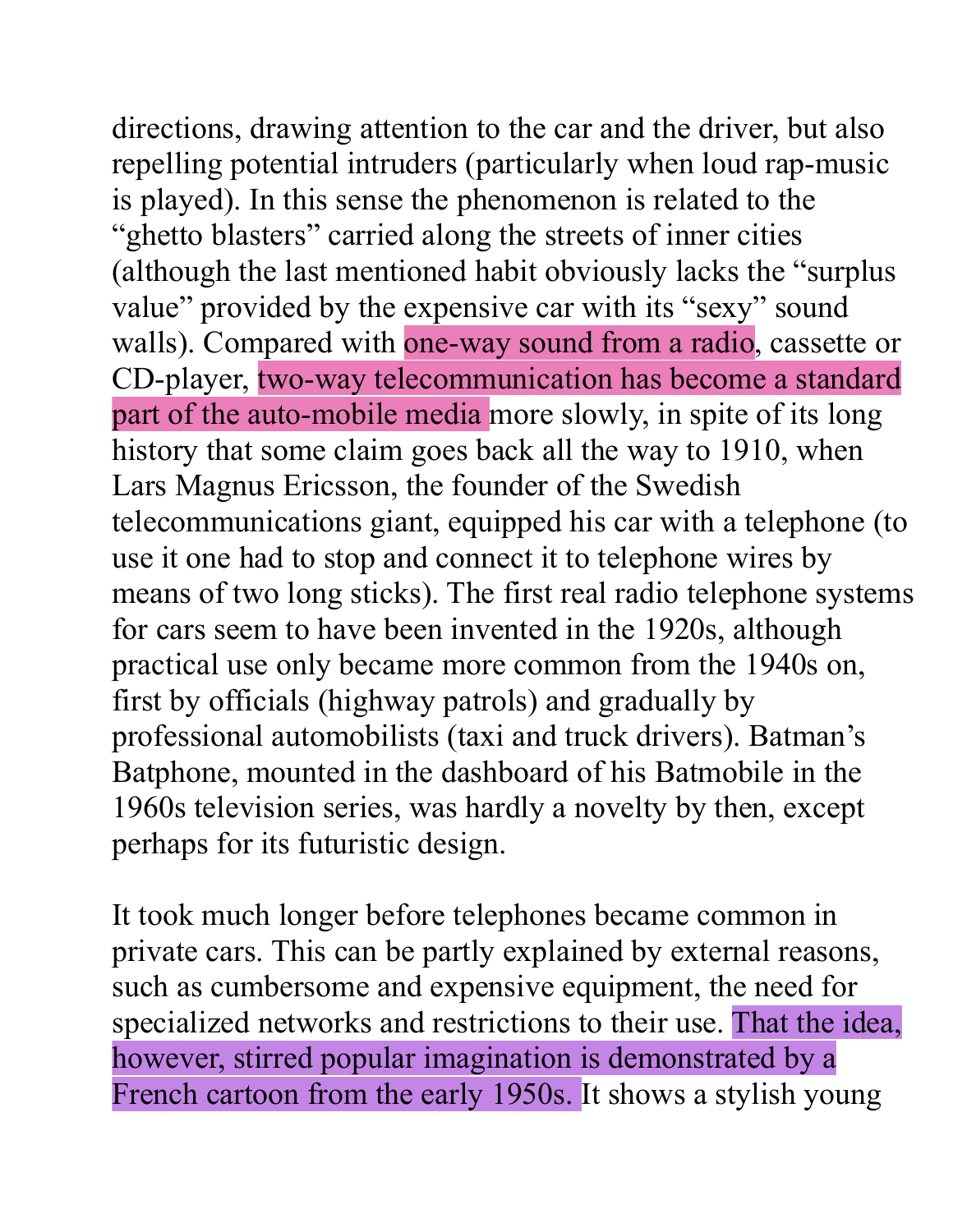directions, drawing attention to the car and the driver, but also repelling potential intruders (particularly when loud rap-music is played). In this sense the phenomenon is related to the "ghetto blasters" carried along the streets of inner cities (although the last mentioned habit obviously lacks the "surplus value" provided by the expensive car with its "sexy" sound walls). Compared with one-way sound from a radio, cassette or CD-player, two-way telecommunication has become a standard part of the auto-mobile media more slowly, in spite of its long history that some claim goes back all the way to 1910, when Lars Magnus Ericsson, the founder of the Swedish telecommunications giant, equipped his car with a telephone (to use it one had to stop and connect it to telephone wires by means of two long sticks). The first real radio telephone systems for cars seem to have been invented in the 1920s, although practical use only became more common from the 1940s on, first by officials (highway patrols) and gradually by professional automobilists (taxi and truck drivers). Batman's Batphone, mounted in the dashboard of his Batmobile in the 1960s television series, was hardly a novelty by then, except perhaps for its futuristic design.

It took much longer before telephones became common in private cars. This can be partly explained by external reasons, such as cumbersome and expensive equipment, the need for specialized networks and restrictions to their use. That the idea, however, stirred popular imagination is demonstrated by a French cartoon from the early 1950s. It shows a stylish young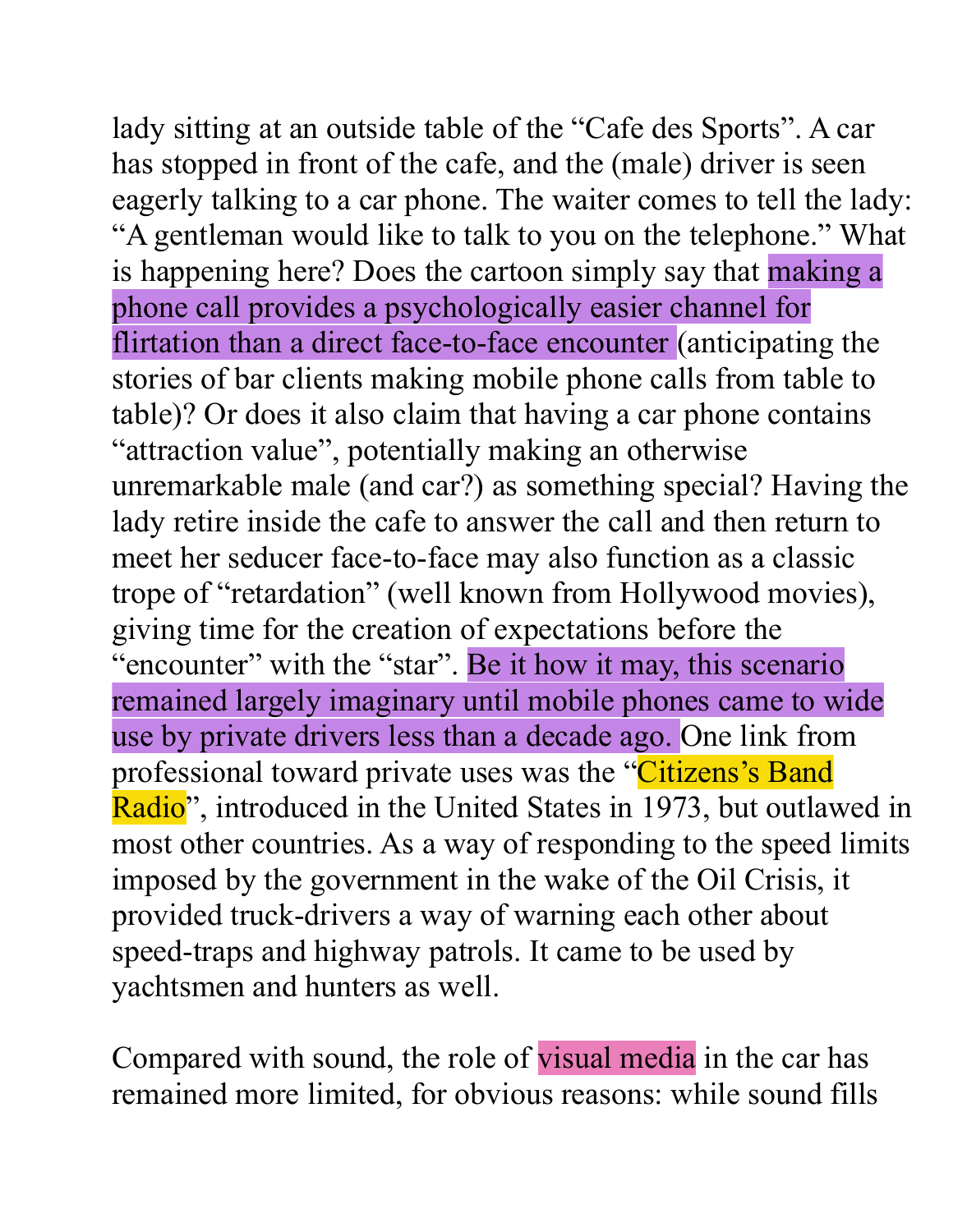lady sitting at an outside table of the "Cafe des Sports". A car has stopped in front of the cafe, and the (male) driver is seen eagerly talking to a car phone. The waiter comes to tell the lady: "A gentleman would like to talk to you on the telephone." What is happening here? Does the cartoon simply say that making a phone call provides a psychologically easier channel for flirtation than a direct face-to-face encounter (anticipating the stories of bar clients making mobile phone calls from table to table)? Or does it also claim that having a car phone contains "attraction value", potentially making an otherwise unremarkable male (and car?) as something special? Having the lady retire inside the cafe to answer the call and then return to meet her seducer face-to-face may also function as a classic trope of "retardation" (well known from Hollywood movies), giving time for the creation of expectations before the "encounter" with the "star". Be it how it may, this scenario remained largely imaginary until mobile phones came to wide use by private drivers less than a decade ago. One link from professional toward private uses was the "Citizens's Band Radio", introduced in the United States in 1973, but outlawed in most other countries. As a way of responding to the speed limits imposed by the government in the wake of the Oil Crisis, it provided truck-drivers a way of warning each other about speed-traps and highway patrols. It came to be used by yachtsmen and hunters as well.

Compared with sound, the role of visual media in the car has remained more limited, for obvious reasons: while sound fills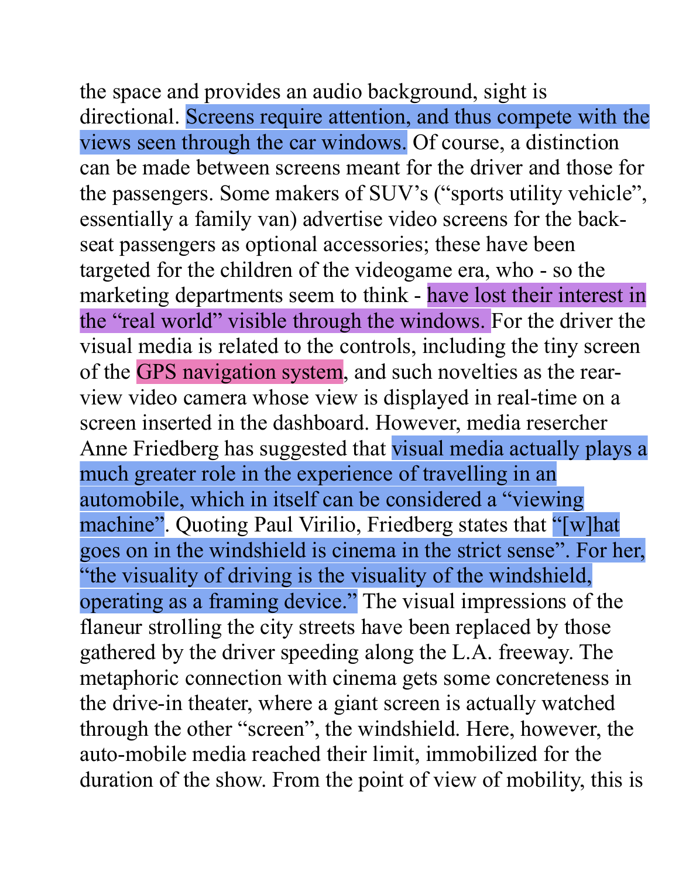the space and provides an audio background, sight is directional. Screens require attention, and thus compete with the views seen through the car windows. Of course, a distinction can be made between screens meant for the driver and those for the passengers. Some makers of SUV's ("sports utility vehicle", essentially a family van) advertise video screens for the back-seat passengers as optional accessories; these have been targeted for the children of the videogame era, who - so the marketing departments seem to think - have lost their interest in the "real world" visible through the windows. For the driver the visual media is related to the controls, including the tiny screen of the GPS navigation system, and such novelties as the rear-view video camera whose view is displayed in real-time on a screen inserted in the dashboard. However, media resercher Anne Friedberg has suggested that visual media actually plays a much greater role in the experience of travelling in an automobile, which in itself can be considered a "viewing machine". Quoting Paul Virilio, Friedberg states that "[w]hat goes on in the windshield is cinema in the strict sense". For her, "the visuality of driving is the visuality of the windshield, operating as a framing device." The visual impressions of the flaneur strolling the city streets have been replaced by those gathered by the driver speeding along the L.A. freeway. The metaphoric connection with cinema gets some concreteness in the drive-in theater, where a giant screen is actually watched through the other "screen", the windshield. Here, however, the auto-mobile media reached their limit, immobilized for the duration of the show. From the point of view of mobility, this is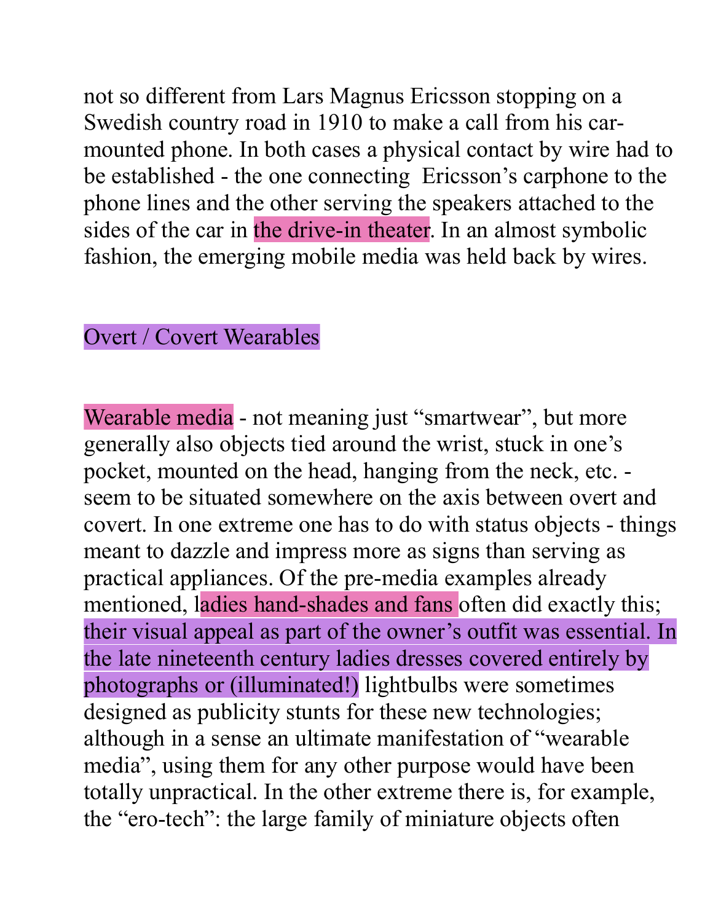not so different from Lars Magnus Ericsson stopping on a Swedish country road in 1910 to make a call from his car-mounted phone. In both cases a physical contact by wire had to be established - the one connecting  Ericsson's carphone to the phone lines and the other serving the speakers attached to the sides of the car in the drive-in theater. In an almost symbolic fashion, the emerging mobile media was held back by wires.

## Overt / Covert Wearables

Wearable media - not meaning just "smartwear", but more generally also objects tied around the wrist, stuck in one's pocket, mounted on the head, hanging from the neck, etc. - seem to be situated somewhere on the axis between overt and covert. In one extreme one has to do with status objects - things meant to dazzle and impress more as signs than serving as practical appliances. Of the pre-media examples already mentioned, ladies hand-shades and fans often did exactly this; their visual appeal as part of the owner's outfit was essential. In the late nineteenth century ladies dresses covered entirely by photographs or (illuminated!) lightbulbs were sometimes designed as publicity stunts for these new technologies; although in a sense an ultimate manifestation of "wearable media", using them for any other purpose would have been totally unpractical. In the other extreme there is, for example, the "ero-tech": the large family of miniature objects often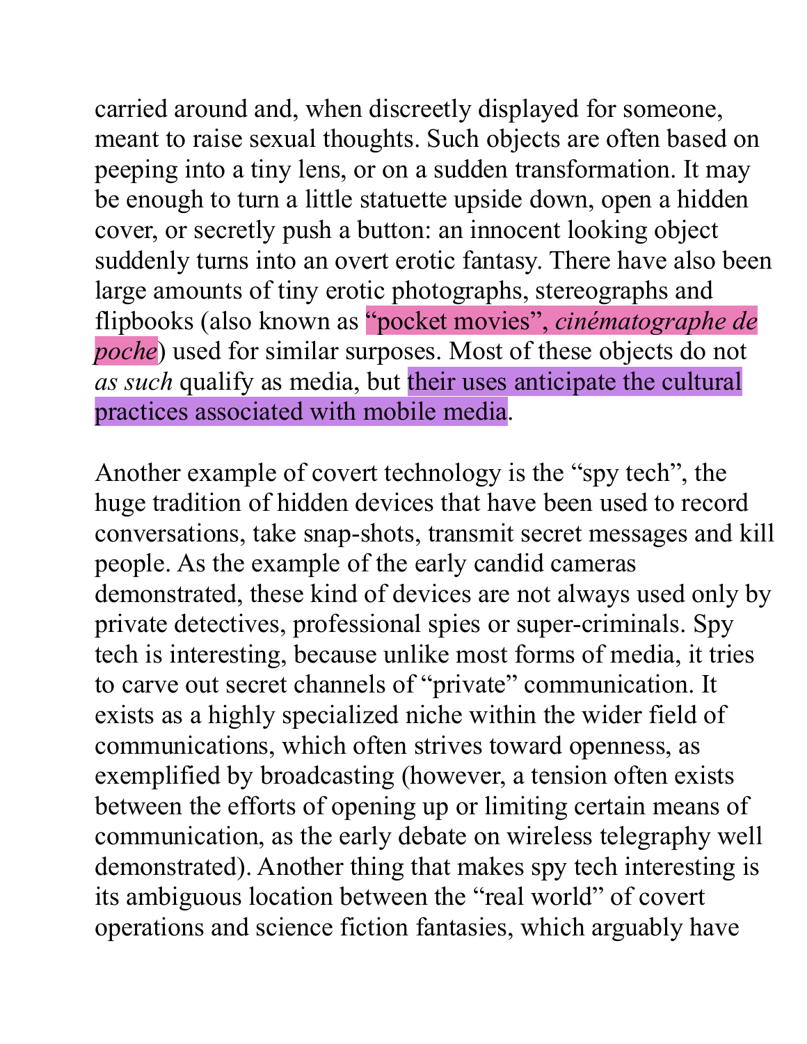carried around and, when discreetly displayed for someone, meant to raise sexual thoughts. Such objects are often based on peeping into a tiny lens, or on a sudden transformation. It may be enough to turn a little statuette upside down, open a hidden cover, or secretly push a button: an innocent looking object suddenly turns into an overt erotic fantasy. There have also been large amounts of tiny erotic photographs, stereographs and flipbooks (also known as "pocket movies", *cinématographe de poche*) used for similar surposes. Most of these objects do not *as such* qualify as media, but their uses anticipate the cultural practices associated with mobile media.

Another example of covert technology is the "spy tech", the huge tradition of hidden devices that have been used to record conversations, take snap-shots, transmit secret messages and kill people. As the example of the early candid cameras demonstrated, these kind of devices are not always used only by private detectives, professional spies or super-criminals. Spy tech is interesting, because unlike most forms of media, it tries to carve out secret channels of "private" communication. It exists as a highly specialized niche within the wider field of communications, which often strives toward openness, as exemplified by broadcasting (however, a tension often exists between the efforts of opening up or limiting certain means of communication, as the early debate on wireless telegraphy well demonstrated). Another thing that makes spy tech interesting is its ambiguous location between the "real world" of covert operations and science fiction fantasies, which arguably have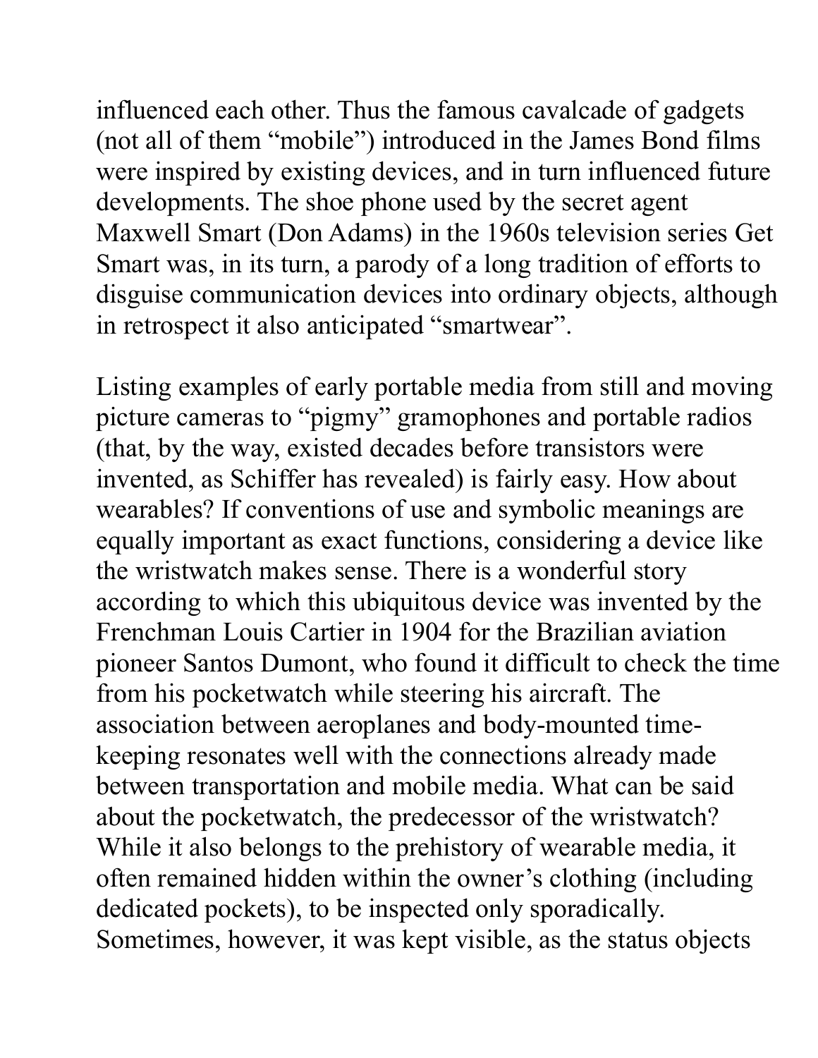influenced each other. Thus the famous cavalcade of gadgets (not all of them "mobile") introduced in the James Bond films were inspired by existing devices, and in turn influenced future developments. The shoe phone used by the secret agent Maxwell Smart (Don Adams) in the 1960s television series Get Smart was, in its turn, a parody of a long tradition of efforts to disguise communication devices into ordinary objects, although in retrospect it also anticipated "smartwear".

Listing examples of early portable media from still and moving picture cameras to "pigmy" gramophones and portable radios (that, by the way, existed decades before transistors were invented, as Schiffer has revealed) is fairly easy. How about wearables? If conventions of use and symbolic meanings are equally important as exact functions, considering a device like the wristwatch makes sense. There is a wonderful story according to which this ubiquitous device was invented by the Frenchman Louis Cartier in 1904 for the Brazilian aviation pioneer Santos Dumont, who found it difficult to check the time from his pocketwatch while steering his aircraft. The association between aeroplanes and body-mounted time-keeping resonates well with the connections already made between transportation and mobile media. What can be said about the pocketwatch, the predecessor of the wristwatch? While it also belongs to the prehistory of wearable media, it often remained hidden within the owner's clothing (including dedicated pockets), to be inspected only sporadically. Sometimes, however, it was kept visible, as the status objects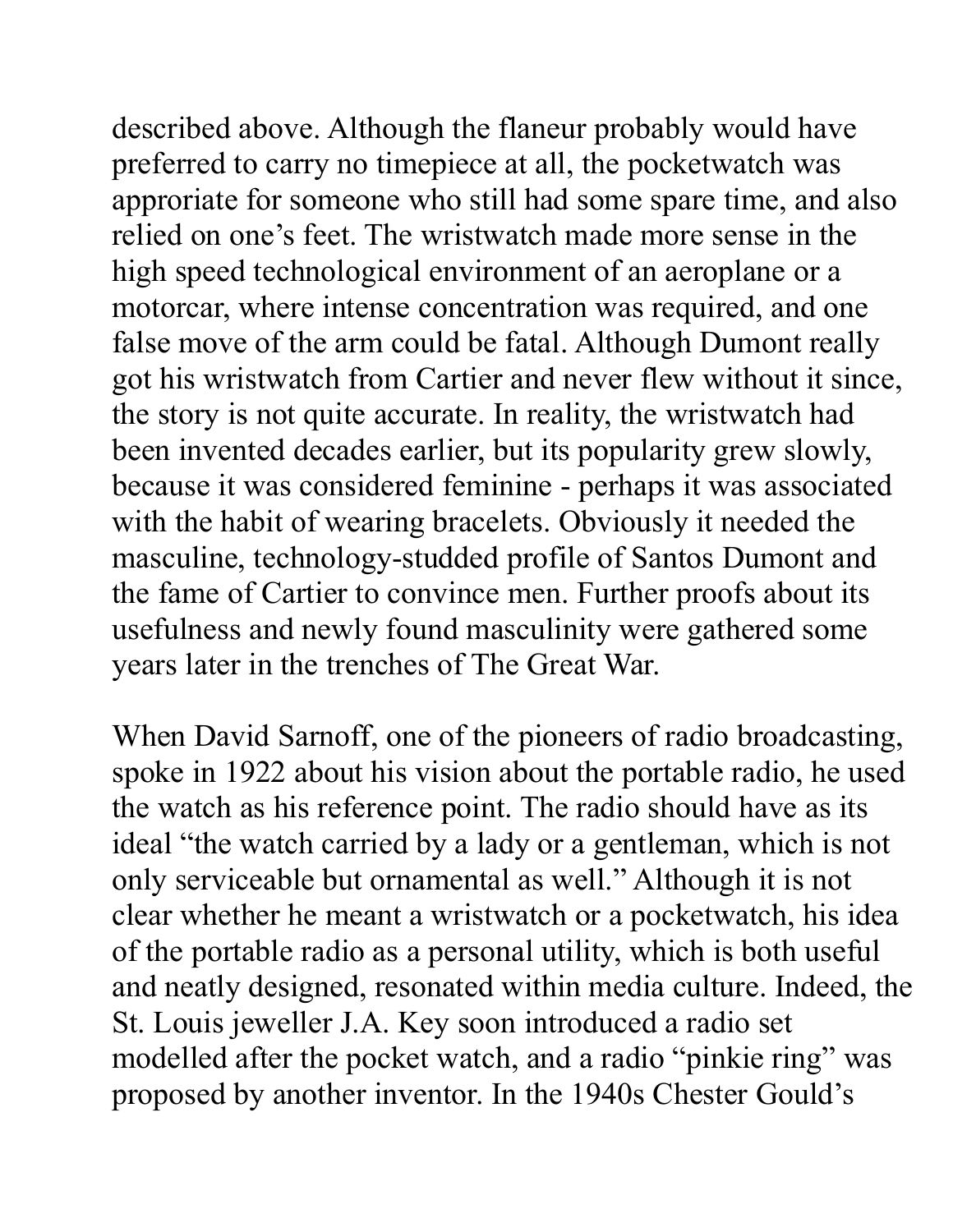described above. Although the flaneur probably would have preferred to carry no timepiece at all, the pocketwatch was approriate for someone who still had some spare time, and also relied on one's feet. The wristwatch made more sense in the high speed technological environment of an aeroplane or a motorcar, where intense concentration was required, and one false move of the arm could be fatal. Although Dumont really got his wristwatch from Cartier and never flew without it since, the story is not quite accurate. In reality, the wristwatch had been invented decades earlier, but its popularity grew slowly, because it was considered feminine - perhaps it was associated with the habit of wearing bracelets. Obviously it needed the masculine, technology-studded profile of Santos Dumont and the fame of Cartier to convince men. Further proofs about its usefulness and newly found masculinity were gathered some years later in the trenches of The Great War.

When David Sarnoff, one of the pioneers of radio broadcasting, spoke in 1922 about his vision about the portable radio, he used the watch as his reference point. The radio should have as its ideal "the watch carried by a lady or a gentleman, which is not only serviceable but ornamental as well." Although it is not clear whether he meant a wristwatch or a pocketwatch, his idea of the portable radio as a personal utility, which is both useful and neatly designed, resonated within media culture. Indeed, the St. Louis jeweller J.A. Key soon introduced a radio set modelled after the pocket watch, and a radio "pinkie ring" was proposed by another inventor. In the 1940s Chester Gould's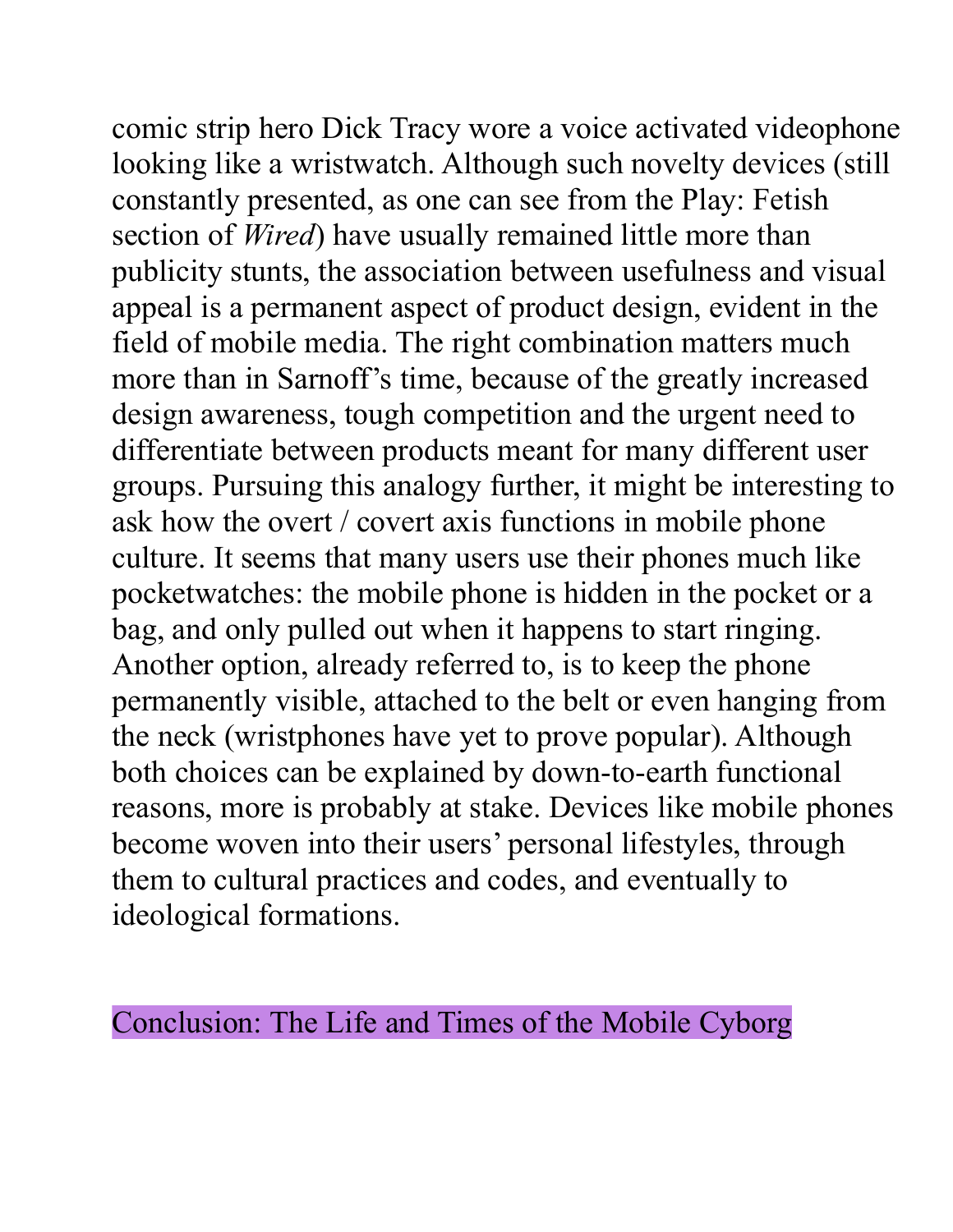comic strip hero Dick Tracy wore a voice activated videophone looking like a wristwatch. Although such novelty devices (still constantly presented, as one can see from the Play: Fetish section of *Wired*) have usually remained little more than publicity stunts, the association between usefulness and visual appeal is a permanent aspect of product design, evident in the field of mobile media. The right combination matters much more than in Sarnoff's time, because of the greatly increased design awareness, tough competition and the urgent need to differentiate between products meant for many different user groups. Pursuing this analogy further, it might be interesting to ask how the overt / covert axis functions in mobile phone culture. It seems that many users use their phones much like pocketwatches: the mobile phone is hidden in the pocket or a bag, and only pulled out when it happens to start ringing. Another option, already referred to, is to keep the phone permanently visible, attached to the belt or even hanging from the neck (wristphones have yet to prove popular). Although both choices can be explained by down-to-earth functional reasons, more is probably at stake. Devices like mobile phones become woven into their users' personal lifestyles, through them to cultural practices and codes, and eventually to ideological formations.

## Conclusion: The Life and Times of the Mobile Cyborg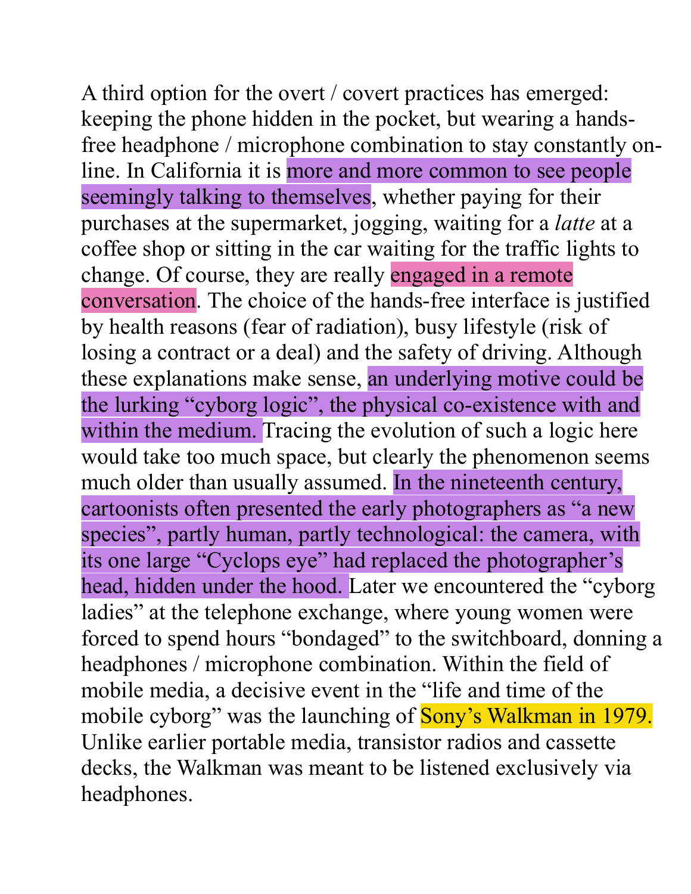A third option for the overt / covert practices has emerged: keeping the phone hidden in the pocket, but wearing a hands-free headphone / microphone combination to stay constantly on-line. In California it is more and more common to see people seemingly talking to themselves, whether paying for their purchases at the supermarket, jogging, waiting for a *latte* at a coffee shop or sitting in the car waiting for the traffic lights to change. Of course, they are really engaged in a remote conversation. The choice of the hands-free interface is justified by health reasons (fear of radiation), busy lifestyle (risk of losing a contract or a deal) and the safety of driving. Although these explanations make sense, an underlying motive could be the lurking "cyborg logic", the physical co-existence with and within the medium. Tracing the evolution of such a logic here would take too much space, but clearly the phenomenon seems much older than usually assumed. In the nineteenth century, cartoonists often presented the early photographers as "a new species", partly human, partly technological: the camera, with its one large "Cyclops eye" had replaced the photographer's head, hidden under the hood. Later we encountered the "cyborg ladies" at the telephone exchange, where young women were forced to spend hours "bondaged" to the switchboard, donning a headphones / microphone combination. Within the field of mobile media, a decisive event in the "life and time of the mobile cyborg" was the launching of Sony's Walkman in 1979. Unlike earlier portable media, transistor radios and cassette decks, the Walkman was meant to be listened exclusively via headphones.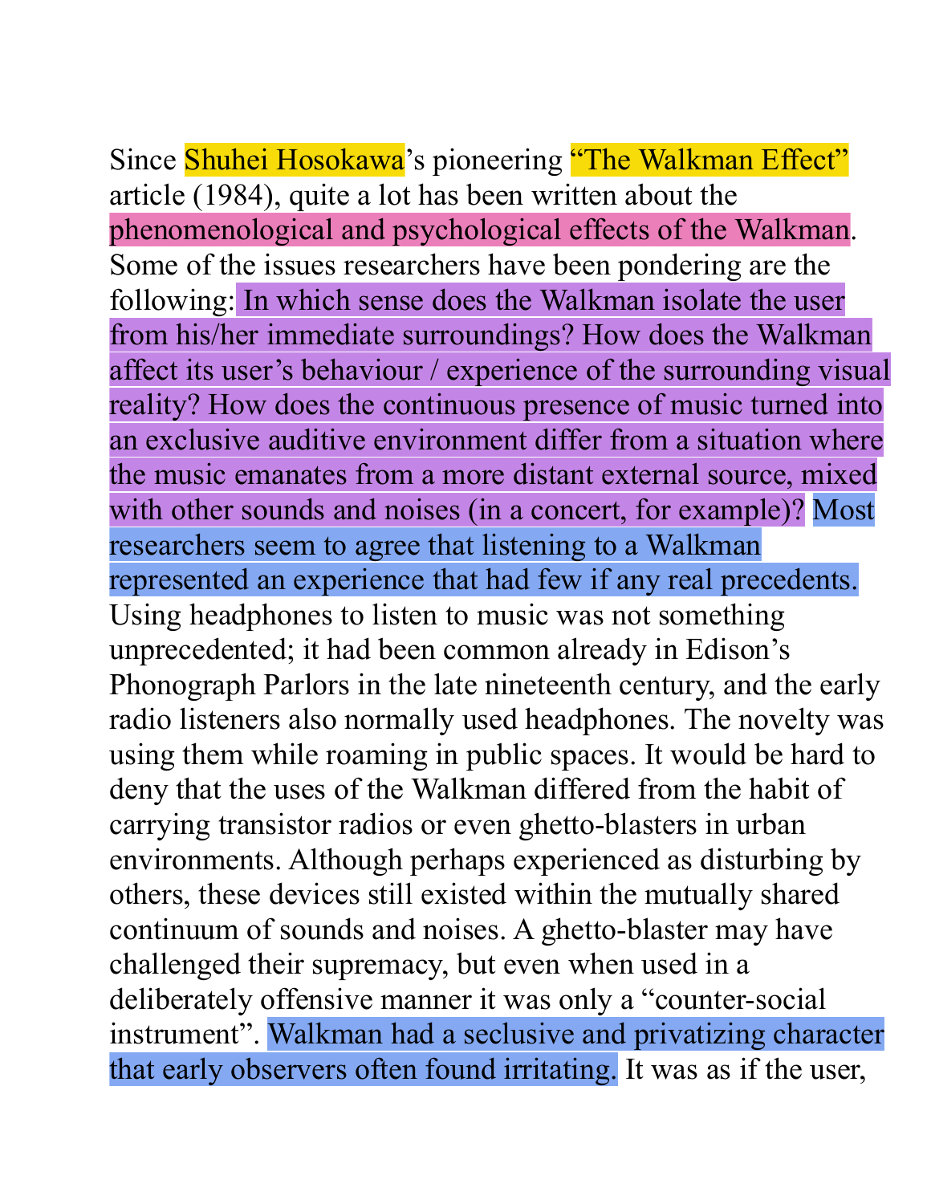Since Shuhei Hosokawa's pioneering "The Walkman Effect" article (1984), quite a lot has been written about the phenomenological and psychological effects of the Walkman. Some of the issues researchers have been pondering are the following: In which sense does the Walkman isolate the user from his/her immediate surroundings? How does the Walkman affect its user's behaviour / experience of the surrounding visual reality? How does the continuous presence of music turned into an exclusive auditive environment differ from a situation where the music emanates from a more distant external source, mixed with other sounds and noises (in a concert, for example)? Most researchers seem to agree that listening to a Walkman represented an experience that had few if any real precedents. Using headphones to listen to music was not something unprecedented; it had been common already in Edison's Phonograph Parlors in the late nineteenth century, and the early radio listeners also normally used headphones. The novelty was using them while roaming in public spaces. It would be hard to deny that the uses of the Walkman differed from the habit of carrying transistor radios or even ghetto-blasters in urban environments. Although perhaps experienced as disturbing by others, these devices still existed within the mutually shared continuum of sounds and noises. A ghetto-blaster may have challenged their supremacy, but even when used in a deliberately offensive manner it was only a "counter-social instrument". Walkman had a seclusive and privatizing character that early observers often found irritating. It was as if the user,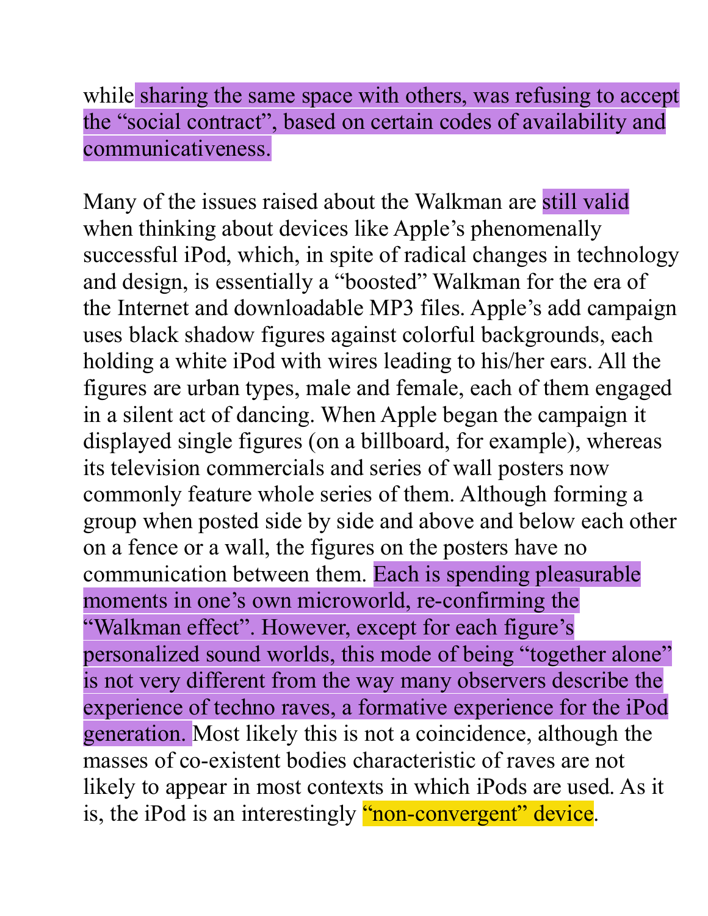while sharing the same space with others, was refusing to accept the “social contract”, based on certain codes of availability and communicativeness.

Many of the issues raised about the Walkman are still valid when thinking about devices like Apple’s phenomenally successful iPod, which, in spite of radical changes in technology and design, is essentially a “boosted” Walkman for the era of the Internet and downloadable MP3 files. Apple’s add campaign uses black shadow figures against colorful backgrounds, each holding a white iPod with wires leading to his/her ears. All the figures are urban types, male and female, each of them engaged in a silent act of dancing. When Apple began the campaign it displayed single figures (on a billboard, for example), whereas its television commercials and series of wall posters now commonly feature whole series of them. Although forming a group when posted side by side and above and below each other on a fence or a wall, the figures on the posters have no communication between them. Each is spending pleasurable moments in one’s own microworld, re-confirming the “Walkman effect”. However, except for each figure’s personalized sound worlds, this mode of being “together alone” is not very different from the way many observers describe the experience of techno raves, a formative experience for the iPod generation. Most likely this is not a coincidence, although the masses of co-existent bodies characteristic of raves are not likely to appear in most contexts in which iPods are used. As it is, the iPod is an interestingly “non-convergent” device.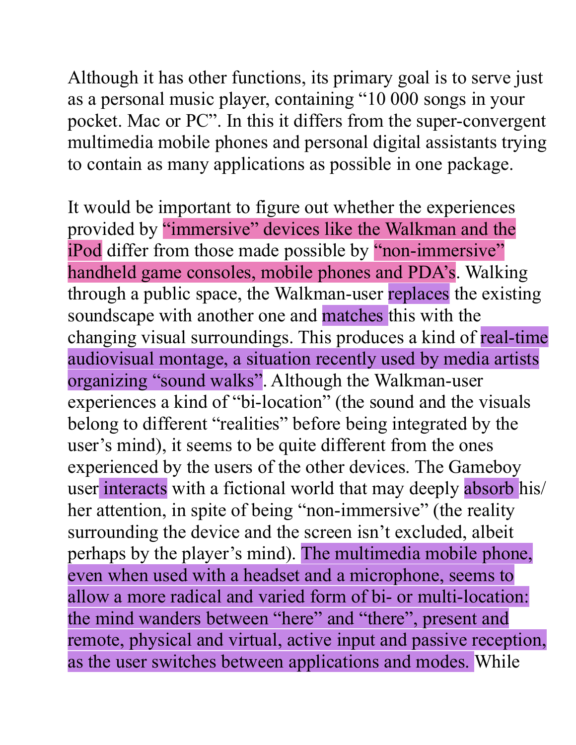Although it has other functions, its primary goal is to serve just as a personal music player, containing “10 000 songs in your pocket. Mac or PC”. In this it differs from the super-convergent multimedia mobile phones and personal digital assistants trying to contain as many applications as possible in one package.

It would be important to figure out whether the experiences provided by “immersive” devices like the Walkman and the iPod differ from those made possible by “non-immersive” handheld game consoles, mobile phones and PDA’s. Walking through a public space, the Walkman-user replaces the existing soundscape with another one and matches this with the changing visual surroundings. This produces a kind of real-time audiovisual montage, a situation recently used by media artists organizing “sound walks”. Although the Walkman-user experiences a kind of “bi-location” (the sound and the visuals belong to different “realities” before being integrated by the user’s mind), it seems to be quite different from the ones experienced by the users of the other devices. The Gameboy user interacts with a fictional world that may deeply absorb his/her attention, in spite of being “non-immersive” (the reality surrounding the device and the screen isn’t excluded, albeit perhaps by the player’s mind). The multimedia mobile phone, even when used with a headset and a microphone, seems to allow a more radical and varied form of bi- or multi-location: the mind wanders between “here” and “there”, present and remote, physical and virtual, active input and passive reception, as the user switches between applications and modes. While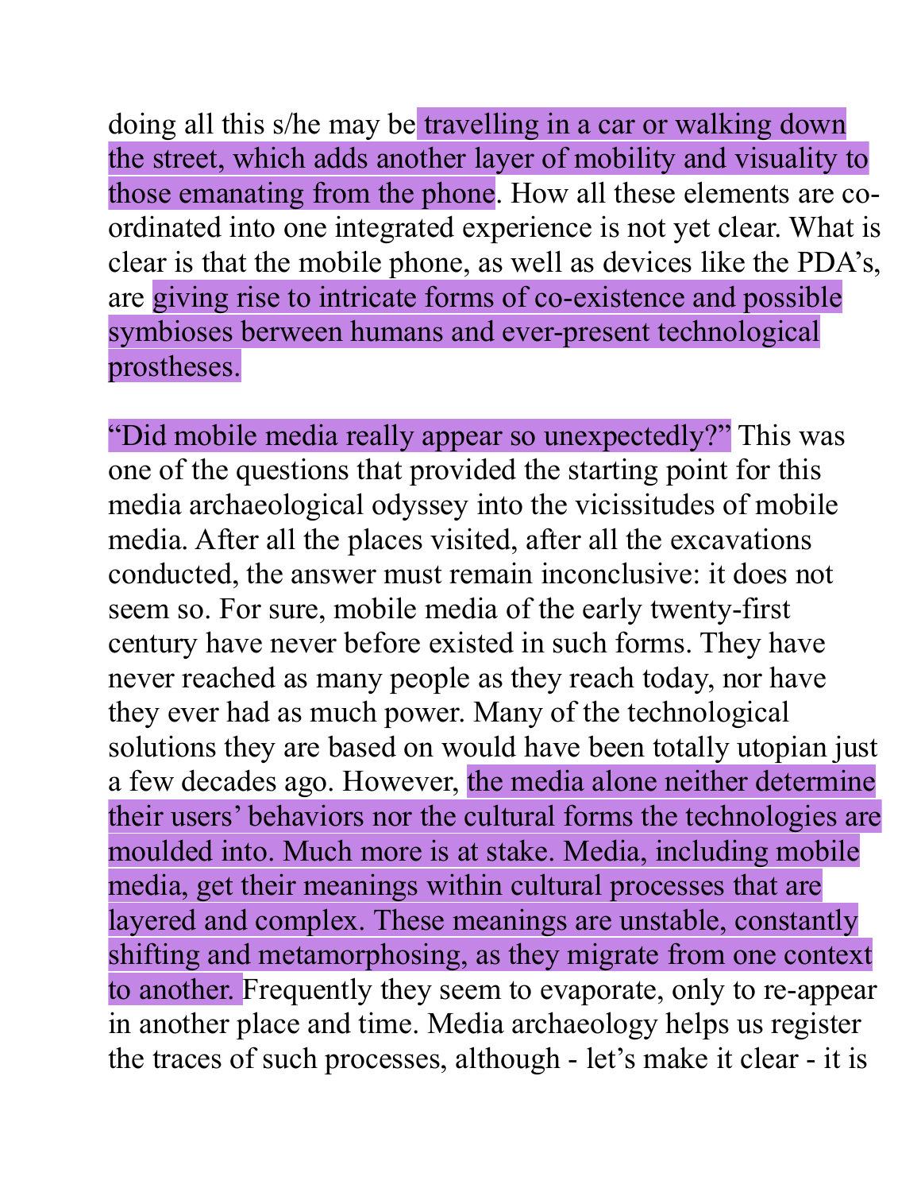doing all this s/he may be travelling in a car or walking down the street, which adds another layer of mobility and visuality to those emanating from the phone. How all these elements are co-ordinated into one integrated experience is not yet clear. What is clear is that the mobile phone, as well as devices like the PDA's, are giving rise to intricate forms of co-existence and possible symbioses berween humans and ever-present technological prostheses.

"Did mobile media really appear so unexpectedly?" This was one of the questions that provided the starting point for this media archaeological odyssey into the vicissitudes of mobile media. After all the places visited, after all the excavations conducted, the answer must remain inconclusive: it does not seem so. For sure, mobile media of the early twenty-first century have never before existed in such forms. They have never reached as many people as they reach today, nor have they ever had as much power. Many of the technological solutions they are based on would have been totally utopian just a few decades ago. However, the media alone neither determine their users' behaviors nor the cultural forms the technologies are moulded into. Much more is at stake. Media, including mobile media, get their meanings within cultural processes that are layered and complex. These meanings are unstable, constantly shifting and metamorphosing, as they migrate from one context to another. Frequently they seem to evaporate, only to re-appear in another place and time. Media archaeology helps us register the traces of such processes, although - let's make it clear - it is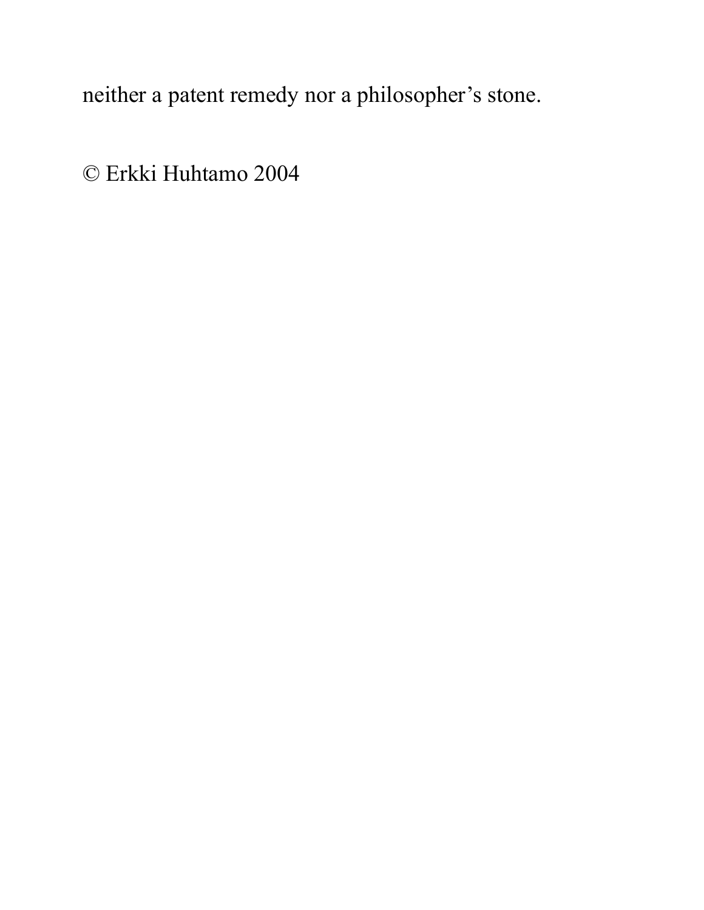neither a patent remedy nor a philosopher’s stone.

© Erkki Huhtamo 2004